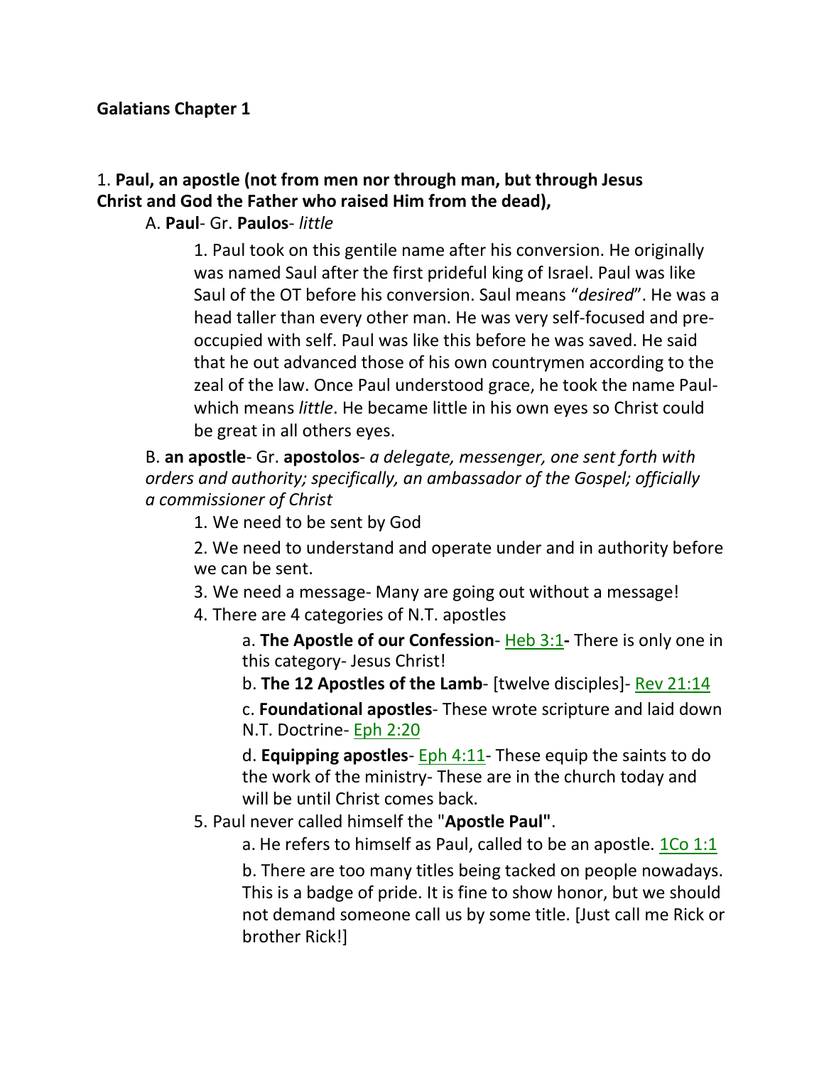**Galatians Chapter 1**

1. **Paul, an apostle (not from men nor through man, but through Jesus Christ and God the Father who raised Him from the dead),**

A. **Paul**- Gr. **Paulos**- *little*

1. Paul took on this gentile name after his conversion. He originally was named Saul after the first prideful king of Israel. Paul was like Saul of the OT before his conversion. Saul means "*desired*". He was a head taller than every other man. He was very self-focused and pre-occupied with self. Paul was like this before he was saved. He said that he out advanced those of his own countrymen according to the zeal of the law. Once Paul understood grace, he took the name Paul- which means *little*. He became little in his own eyes so Christ could be great in all others eyes.

B. **an apostle**- Gr. **apostolos**- *a delegate, messenger, one sent forth with orders and authority; specifically, an ambassador of the Gospel; officially a commissioner of Christ*

1. We need to be sent by God
2. We need to understand and operate under and in authority before we can be sent.
3. We need a message- Many are going out without a message!
4. There are 4 categories of N.T. apostles
   a. **The Apostle of our Confession**- Heb 3:1**-** There is only one in this category- Jesus Christ!
   b. **The 12 Apostles of the Lamb**- [twelve disciples]- Rev 21:14
   c. **Foundational apostles**- These wrote scripture and laid down N.T. Doctrine- Eph 2:20
   d. **Equipping apostles**- Eph 4:11- These equip the saints to do the work of the ministry- These are in the church today and will be until Christ comes back.
5. Paul never called himself the "**Apostle Paul"**.
   a. He refers to himself as Paul, called to be an apostle. 1Co 1:1
   b. There are too many titles being tacked on people nowadays. This is a badge of pride. It is fine to show honor, but we should not demand someone call us by some title. [Just call me Rick or brother Rick!]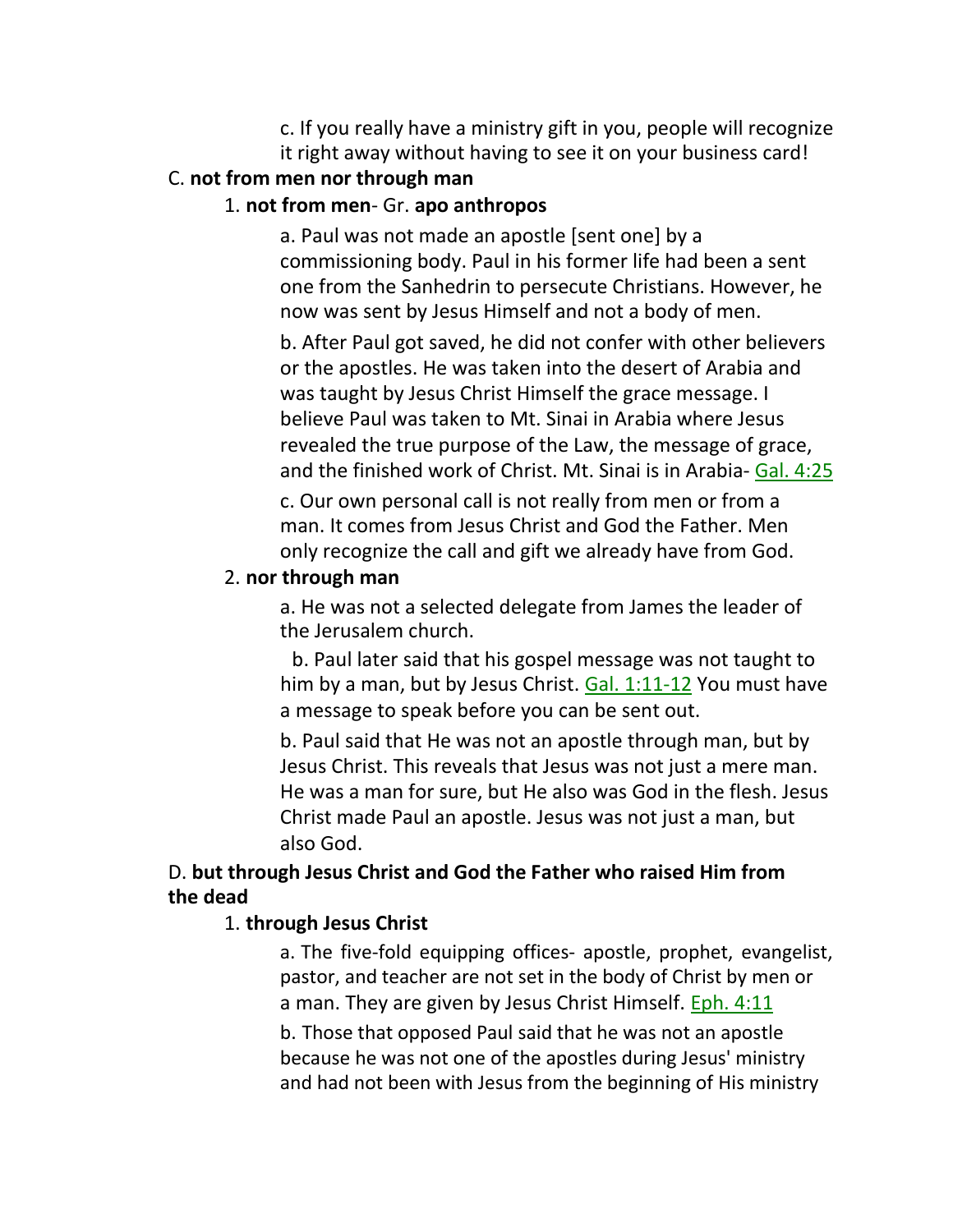c. If you really have a ministry gift in you, people will recognize it right away without having to see it on your business card!

C. **not from men nor through man**

1. **not from men**- Gr. **apo anthropos**

a. Paul was not made an apostle [sent one] by a commissioning body. Paul in his former life had been a sent one from the Sanhedrin to persecute Christians. However, he now was sent by Jesus Himself and not a body of men.

b. After Paul got saved, he did not confer with other believers or the apostles. He was taken into the desert of Arabia and was taught by Jesus Christ Himself the grace message. I believe Paul was taken to Mt. Sinai in Arabia where Jesus revealed the true purpose of the Law, the message of grace, and the finished work of Christ. Mt. Sinai is in Arabia- Gal. 4:25

c. Our own personal call is not really from men or from a man. It comes from Jesus Christ and God the Father. Men only recognize the call and gift we already have from God.

2. **nor through man**

a. He was not a selected delegate from James the leader of the Jerusalem church.

b. Paul later said that his gospel message was not taught to him by a man, but by Jesus Christ. Gal. 1:11-12 You must have a message to speak before you can be sent out.

b. Paul said that He was not an apostle through man, but by Jesus Christ. This reveals that Jesus was not just a mere man. He was a man for sure, but He also was God in the flesh. Jesus Christ made Paul an apostle. Jesus was not just a man, but also God.

D. **but through Jesus Christ and God the Father who raised Him from the dead**

1. **through Jesus Christ**

a. The five-fold equipping offices- apostle, prophet, evangelist, pastor, and teacher are not set in the body of Christ by men or a man. They are given by Jesus Christ Himself. Eph. 4:11

b. Those that opposed Paul said that he was not an apostle because he was not one of the apostles during Jesus' ministry and had not been with Jesus from the beginning of His ministry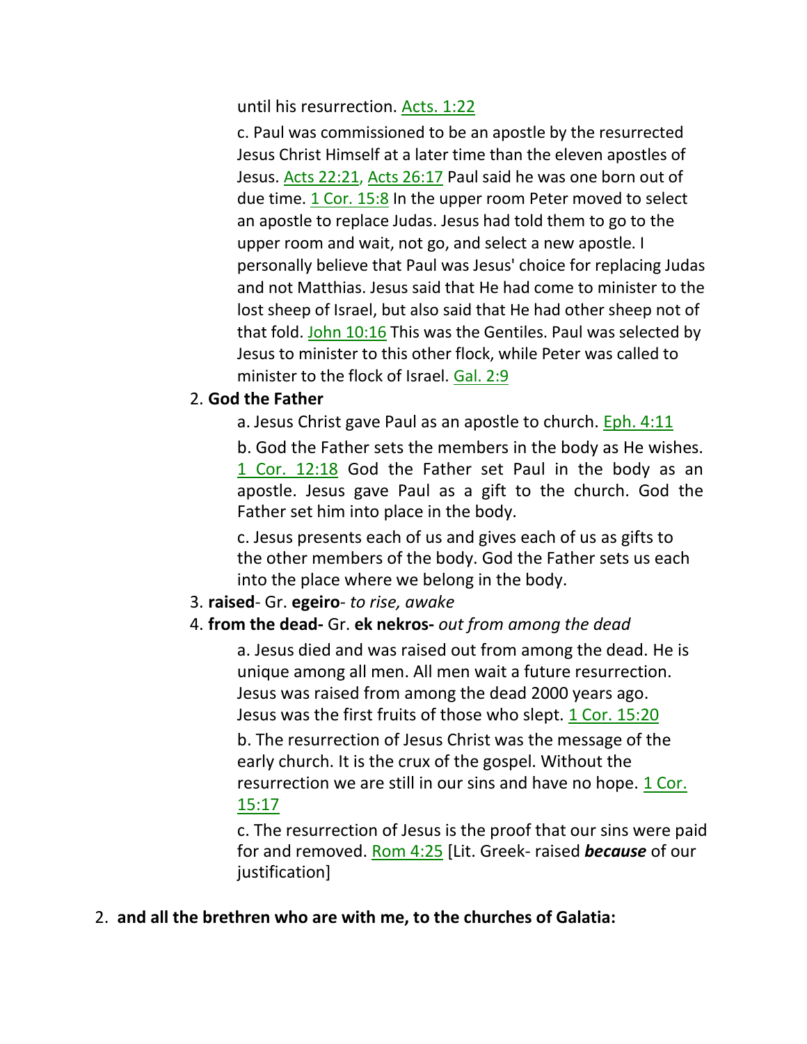until his resurrection. Acts. 1:22

c. Paul was commissioned to be an apostle by the resurrected Jesus Christ Himself at a later time than the eleven apostles of Jesus. Acts 22:21, Acts 26:17 Paul said he was one born out of due time. 1 Cor. 15:8 In the upper room Peter moved to select an apostle to replace Judas. Jesus had told them to go to the upper room and wait, not go, and select a new apostle. I personally believe that Paul was Jesus' choice for replacing Judas and not Matthias. Jesus said that He had come to minister to the lost sheep of Israel, but also said that He had other sheep not of that fold. John 10:16 This was the Gentiles. Paul was selected by Jesus to minister to this other flock, while Peter was called to minister to the flock of Israel. Gal. 2:9

2. **God the Father**

a. Jesus Christ gave Paul as an apostle to church. Eph. 4:11

b. God the Father sets the members in the body as He wishes. 1 Cor. 12:18 God the Father set Paul in the body as an apostle. Jesus gave Paul as a gift to the church. God the Father set him into place in the body.

c. Jesus presents each of us and gives each of us as gifts to the other members of the body. God the Father sets us each into the place where we belong in the body.

3. **raised**- Gr. **egeiro**- *to rise, awake*

4. **from the dead-** Gr. **ek nekros-** *out from among the dead*

a. Jesus died and was raised out from among the dead. He is unique among all men. All men wait a future resurrection. Jesus was raised from among the dead 2000 years ago. Jesus was the first fruits of those who slept. 1 Cor. 15:20

b. The resurrection of Jesus Christ was the message of the early church. It is the crux of the gospel. Without the resurrection we are still in our sins and have no hope. 1 Cor. 15:17

c. The resurrection of Jesus is the proof that our sins were paid for and removed. Rom 4:25 [Lit. Greek- raised ***because*** of our justification]

2. **and all the brethren who are with me, to the churches of Galatia:**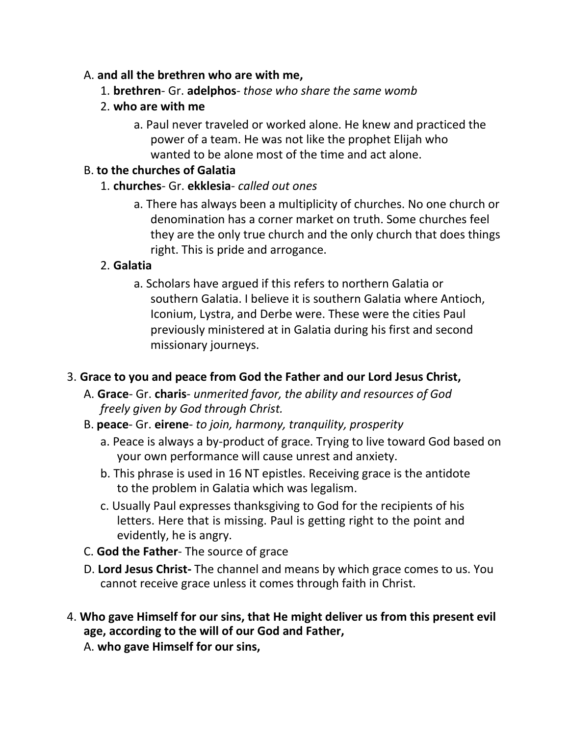- A. **and all the brethren who are with me,**
  - 1. **brethren**- Gr. **adelphos**- *those who share the same womb*
  - 2. **who are with me**
    - a. Paul never traveled or worked alone. He knew and practiced the power of a team. He was not like the prophet Elijah who wanted to be alone most of the time and act alone.
- B. **to the churches of Galatia**
  - 1. **churches**- Gr. **ekklesia**- *called out ones*
    - a. There has always been a multiplicity of churches. No one church or denomination has a corner market on truth. Some churches feel they are the only true church and the only church that does things right. This is pride and arrogance.
  - 2. **Galatia**
    - a. Scholars have argued if this refers to northern Galatia or southern Galatia. I believe it is southern Galatia where Antioch, Iconium, Lystra, and Derbe were. These were the cities Paul previously ministered at in Galatia during his first and second missionary journeys.

3. **Grace to you and peace from God the Father and our Lord Jesus Christ,**

- A. **Grace**- Gr. **charis**- *unmerited favor, the ability and resources of God freely given by God through Christ.*
- B. **peace**- Gr. **eirene**- *to join, harmony, tranquility, prosperity*
  - a. Peace is always a by-product of grace. Trying to live toward God based on your own performance will cause unrest and anxiety.
  - b. This phrase is used in 16 NT epistles. Receiving grace is the antidote to the problem in Galatia which was legalism.
  - c. Usually Paul expresses thanksgiving to God for the recipients of his letters. Here that is missing. Paul is getting right to the point and evidently, he is angry.
- C. **God the Father**- The source of grace
- D. **Lord Jesus Christ-** The channel and means by which grace comes to us. You cannot receive grace unless it comes through faith in Christ.

4. **Who gave Himself for our sins, that He might deliver us from this present evil age, according to the will of our God and Father,**

- A. **who gave Himself for our sins,**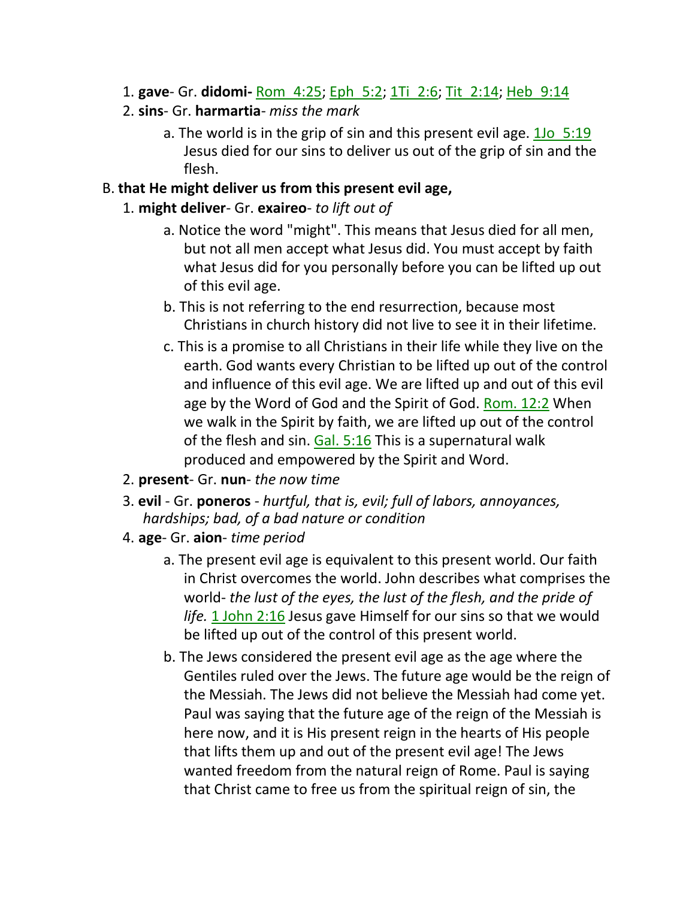1. **gave**- Gr. **didomi-** Rom 4:25; Eph 5:2; 1Ti 2:6; Tit 2:14; Heb 9:14
2. **sins**- Gr. **harmartia**- *miss the mark*
    a. The world is in the grip of sin and this present evil age. 1Jo 5:19 Jesus died for our sins to deliver us out of the grip of sin and the flesh.

B. **that He might deliver us from this present evil age,**

1. **might deliver**- Gr. **exaireo**- *to lift out of*
    a. Notice the word "might". This means that Jesus died for all men, but not all men accept what Jesus did. You must accept by faith what Jesus did for you personally before you can be lifted up out of this evil age.
    b. This is not referring to the end resurrection, because most Christians in church history did not live to see it in their lifetime.
    c. This is a promise to all Christians in their life while they live on the earth. God wants every Christian to be lifted up out of the control and influence of this evil age. We are lifted up and out of this evil age by the Word of God and the Spirit of God. Rom. 12:2 When we walk in the Spirit by faith, we are lifted up out of the control of the flesh and sin. Gal. 5:16 This is a supernatural walk produced and empowered by the Spirit and Word.
2. **present**- Gr. **nun**- *the now time*
3. **evil** - Gr. **poneros** - *hurtful, that is, evil; full of labors, annoyances, hardships; bad, of a bad nature or condition*
4. **age**- Gr. **aion**- *time period*
    a. The present evil age is equivalent to this present world. Our faith in Christ overcomes the world. John describes what comprises the world- *the lust of the eyes, the lust of the flesh, and the pride of life.* 1 John 2:16 Jesus gave Himself for our sins so that we would be lifted up out of the control of this present world.
    b. The Jews considered the present evil age as the age where the Gentiles ruled over the Jews. The future age would be the reign of the Messiah. The Jews did not believe the Messiah had come yet. Paul was saying that the future age of the reign of the Messiah is here now, and it is His present reign in the hearts of His people that lifts them up and out of the present evil age! The Jews wanted freedom from the natural reign of Rome. Paul is saying that Christ came to free us from the spiritual reign of sin, the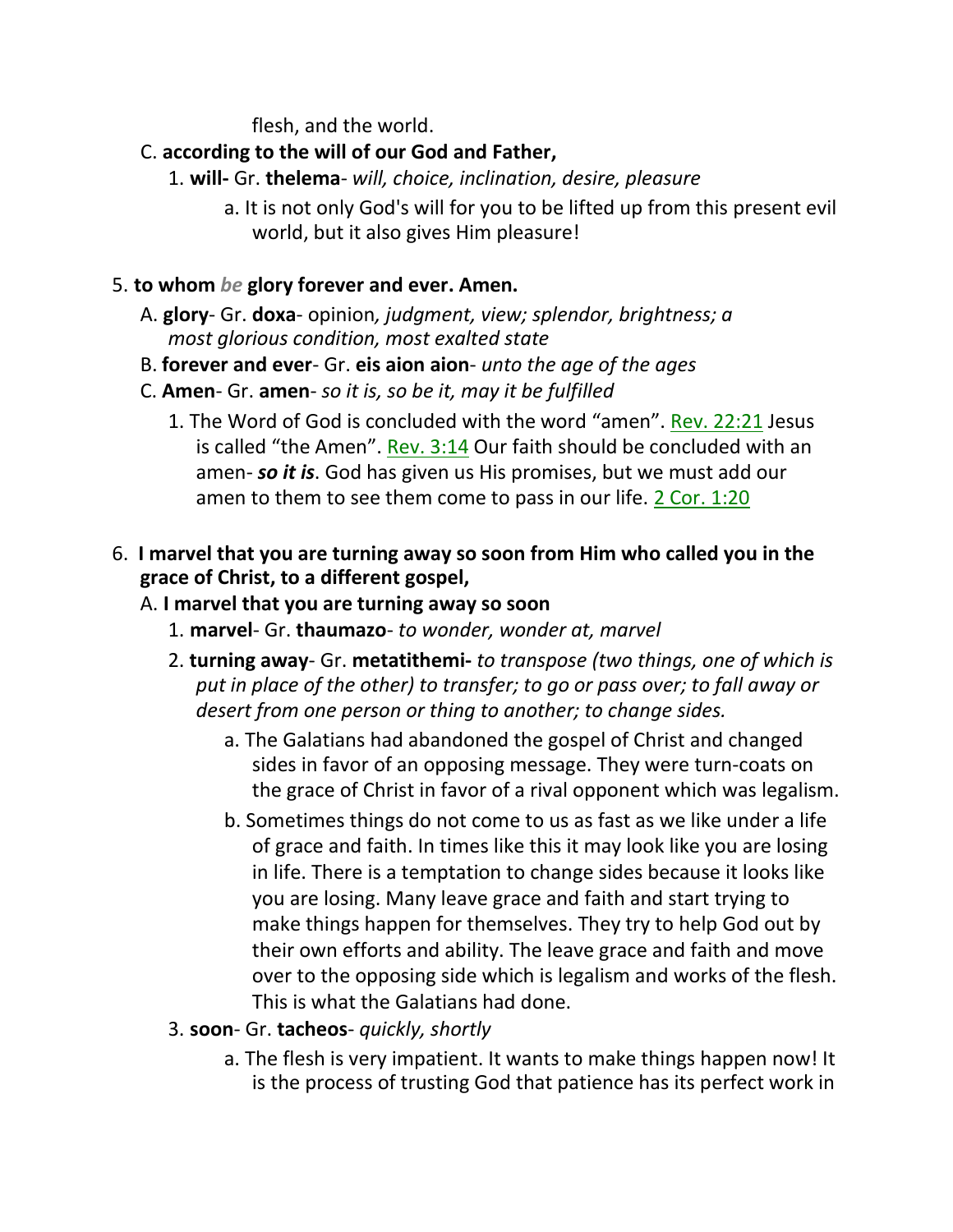flesh, and the world.

C. **according to the will of our God and Father,**

1. **will-** Gr. **thelema**- *will, choice, inclination, desire, pleasure*

   a. It is not only God's will for you to be lifted up from this present evil world, but it also gives Him pleasure!

5. **to whom *be* glory forever and ever. Amen.**

A. **glory**- Gr. **doxa**- opinion*, judgment, view; splendor, brightness; a most glorious condition, most exalted state*

B. **forever and ever**- Gr. **eis aion aion**- *unto the age of the ages*

C. **Amen**- Gr. **amen**- *so it is, so be it, may it be fulfilled*

1. The Word of God is concluded with the word "amen". Rev. 22:21 Jesus is called "the Amen". Rev. 3:14 Our faith should be concluded with an amen- ***so it is***. God has given us His promises, but we must add our amen to them to see them come to pass in our life. 2 Cor. 1:20

6. **I marvel that you are turning away so soon from Him who called you in the grace of Christ, to a different gospel,**

A. **I marvel that you are turning away so soon**

1. **marvel**- Gr. **thaumazo**- *to wonder, wonder at, marvel*

2. **turning away**- Gr. **metatithemi-** *to transpose (two things, one of which is put in place of the other) to transfer; to go or pass over; to fall away or desert from one person or thing to another; to change sides.*

   a. The Galatians had abandoned the gospel of Christ and changed sides in favor of an opposing message. They were turn-coats on the grace of Christ in favor of a rival opponent which was legalism.

   b. Sometimes things do not come to us as fast as we like under a life of grace and faith. In times like this it may look like you are losing in life. There is a temptation to change sides because it looks like you are losing. Many leave grace and faith and start trying to make things happen for themselves. They try to help God out by their own efforts and ability. The leave grace and faith and move over to the opposing side which is legalism and works of the flesh. This is what the Galatians had done.

3. **soon**- Gr. **tacheos**- *quickly, shortly*

   a. The flesh is very impatient. It wants to make things happen now! It is the process of trusting God that patience has its perfect work in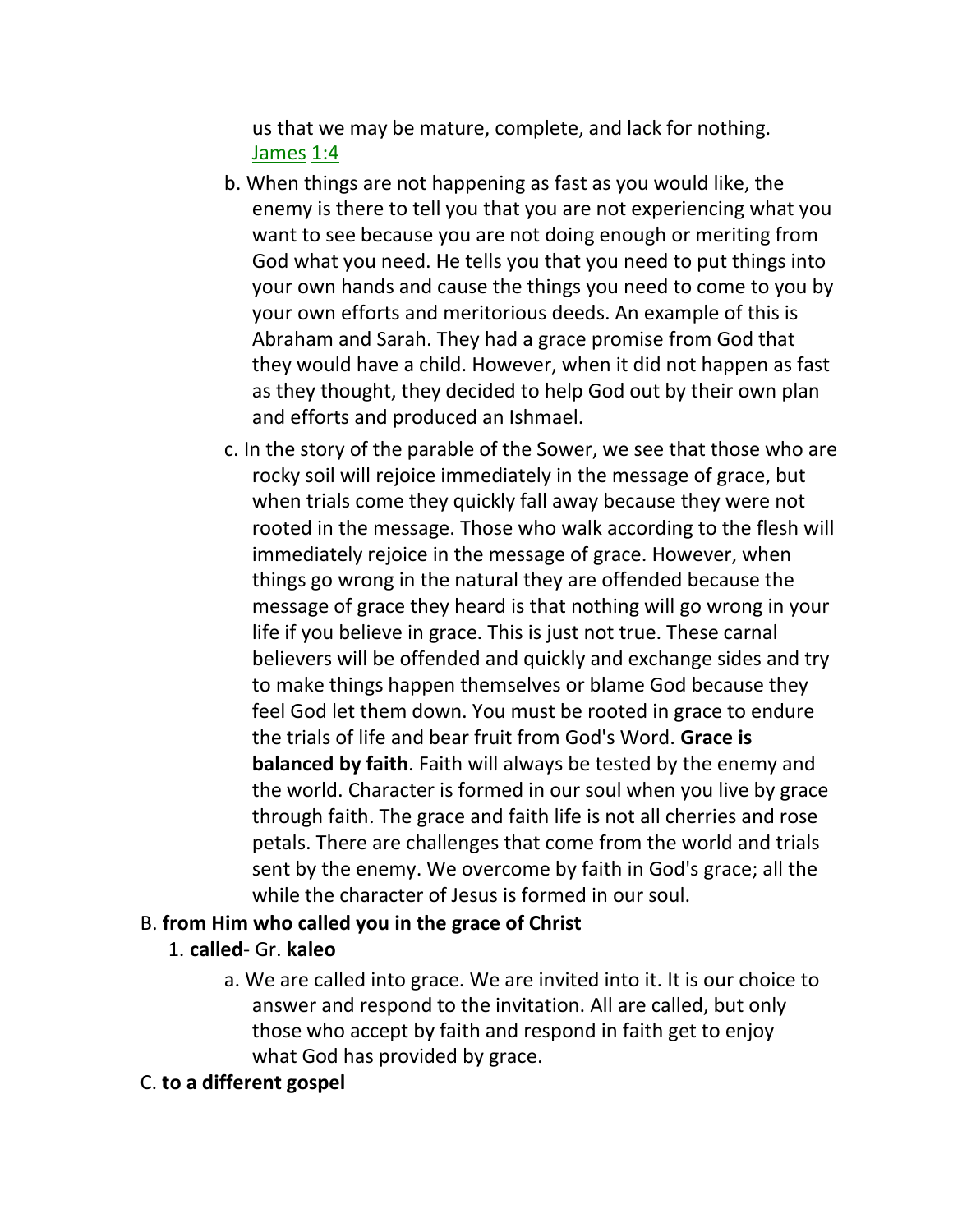us that we may be mature, complete, and lack for nothing. James 1:4

b. When things are not happening as fast as you would like, the enemy is there to tell you that you are not experiencing what you want to see because you are not doing enough or meriting from God what you need. He tells you that you need to put things into your own hands and cause the things you need to come to you by your own efforts and meritorious deeds. An example of this is Abraham and Sarah. They had a grace promise from God that they would have a child. However, when it did not happen as fast as they thought, they decided to help God out by their own plan and efforts and produced an Ishmael.

c. In the story of the parable of the Sower, we see that those who are rocky soil will rejoice immediately in the message of grace, but when trials come they quickly fall away because they were not rooted in the message. Those who walk according to the flesh will immediately rejoice in the message of grace. However, when things go wrong in the natural they are offended because the message of grace they heard is that nothing will go wrong in your life if you believe in grace. This is just not true. These carnal believers will be offended and quickly and exchange sides and try to make things happen themselves or blame God because they feel God let them down. You must be rooted in grace to endure the trials of life and bear fruit from God's Word. **Grace is balanced by faith**. Faith will always be tested by the enemy and the world. Character is formed in our soul when you live by grace through faith. The grace and faith life is not all cherries and rose petals. There are challenges that come from the world and trials sent by the enemy. We overcome by faith in God's grace; all the while the character of Jesus is formed in our soul.

B. **from Him who called you in the grace of Christ**

1. **called**- Gr. **kaleo**

a. We are called into grace. We are invited into it. It is our choice to answer and respond to the invitation. All are called, but only those who accept by faith and respond in faith get to enjoy what God has provided by grace.

C. **to a different gospel**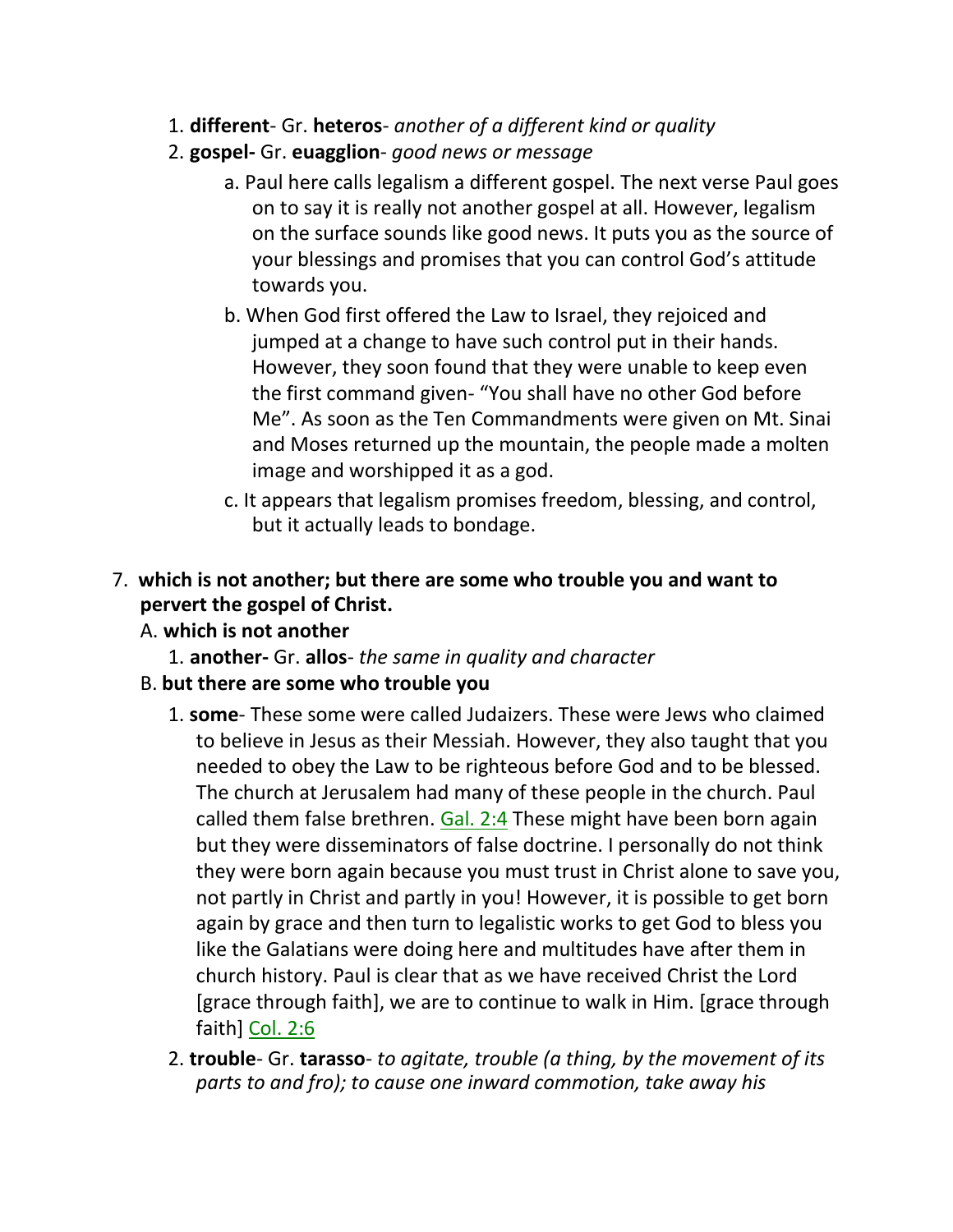1. **different**- Gr. **heteros**- *another of a different kind or quality*
2. **gospel-** Gr. **euagglion**- *good news or message*
    a. Paul here calls legalism a different gospel. The next verse Paul goes on to say it is really not another gospel at all. However, legalism on the surface sounds like good news. It puts you as the source of your blessings and promises that you can control God's attitude towards you.
    b. When God first offered the Law to Israel, they rejoiced and jumped at a change to have such control put in their hands. However, they soon found that they were unable to keep even the first command given- "You shall have no other God before Me". As soon as the Ten Commandments were given on Mt. Sinai and Moses returned up the mountain, the people made a molten image and worshipped it as a god.
    c. It appears that legalism promises freedom, blessing, and control, but it actually leads to bondage.

7. **which is not another; but there are some who trouble you and want to pervert the gospel of Christ.**
    A. **which is not another**
        1. **another-** Gr. **allos**- *the same in quality and character*
    B. **but there are some who trouble you**
        1. **some**- These some were called Judaizers. These were Jews who claimed to believe in Jesus as their Messiah. However, they also taught that you needed to obey the Law to be righteous before God and to be blessed. The church at Jerusalem had many of these people in the church. Paul called them false brethren. Gal. 2:4 These might have been born again but they were disseminators of false doctrine. I personally do not think they were born again because you must trust in Christ alone to save you, not partly in Christ and partly in you! However, it is possible to get born again by grace and then turn to legalistic works to get God to bless you like the Galatians were doing here and multitudes have after them in church history. Paul is clear that as we have received Christ the Lord [grace through faith], we are to continue to walk in Him. [grace through faith] Col. 2:6
        2. **trouble**- Gr. **tarasso**- *to agitate, trouble (a thing, by the movement of its parts to and fro); to cause one inward commotion, take away his*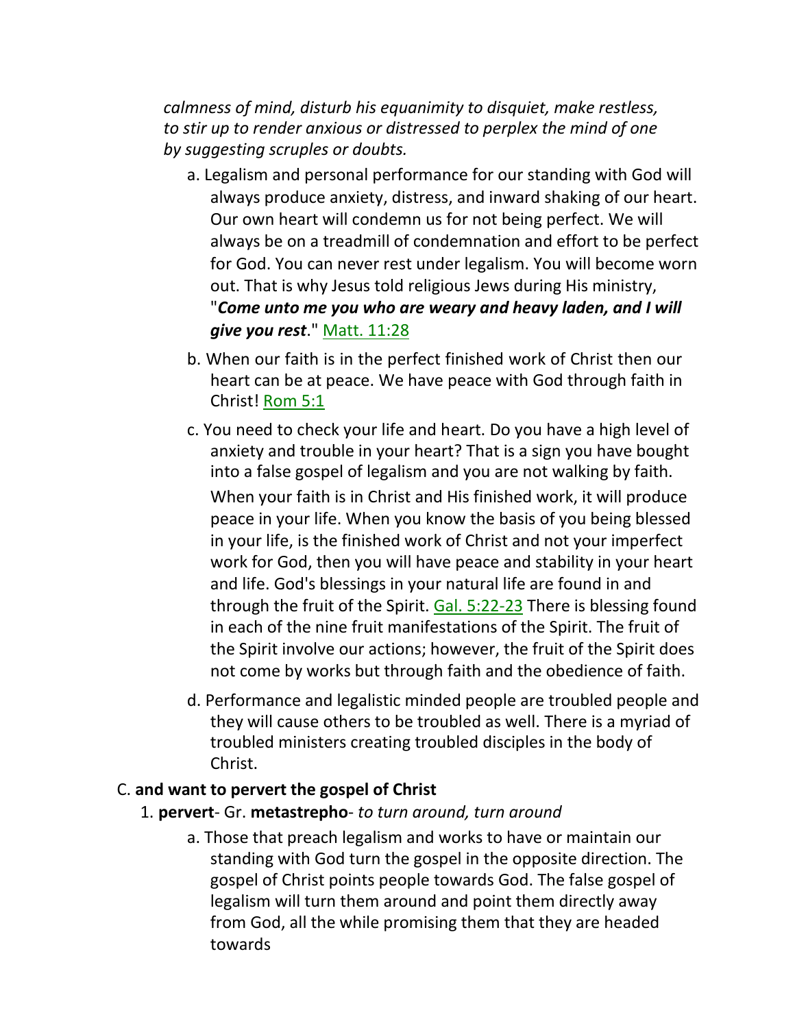*calmness of mind, disturb his equanimity to disquiet, make restless, to stir up to render anxious or distressed to perplex the mind of one by suggesting scruples or doubts.*

a. Legalism and personal performance for our standing with God will always produce anxiety, distress, and inward shaking of our heart. Our own heart will condemn us for not being perfect. We will always be on a treadmill of condemnation and effort to be perfect for God. You can never rest under legalism. You will become worn out. That is why Jesus told religious Jews during His ministry, "***Come unto me you who are weary and heavy laden, and I will give you rest***." Matt. 11:28

b. When our faith is in the perfect finished work of Christ then our heart can be at peace. We have peace with God through faith in Christ! Rom 5:1

c. You need to check your life and heart. Do you have a high level of anxiety and trouble in your heart? That is a sign you have bought into a false gospel of legalism and you are not walking by faith. When your faith is in Christ and His finished work, it will produce peace in your life. When you know the basis of you being blessed in your life, is the finished work of Christ and not your imperfect work for God, then you will have peace and stability in your heart and life. God's blessings in your natural life are found in and through the fruit of the Spirit. Gal. 5:22-23 There is blessing found in each of the nine fruit manifestations of the Spirit. The fruit of the Spirit involve our actions; however, the fruit of the Spirit does not come by works but through faith and the obedience of faith.

d. Performance and legalistic minded people are troubled people and they will cause others to be troubled as well. There is a myriad of troubled ministers creating troubled disciples in the body of Christ.

C. **and want to pervert the gospel of Christ**

1. **pervert**- Gr. **metastrepho**- *to turn around, turn around*

a. Those that preach legalism and works to have or maintain our standing with God turn the gospel in the opposite direction. The gospel of Christ points people towards God. The false gospel of legalism will turn them around and point them directly away from God, all the while promising them that they are headed towards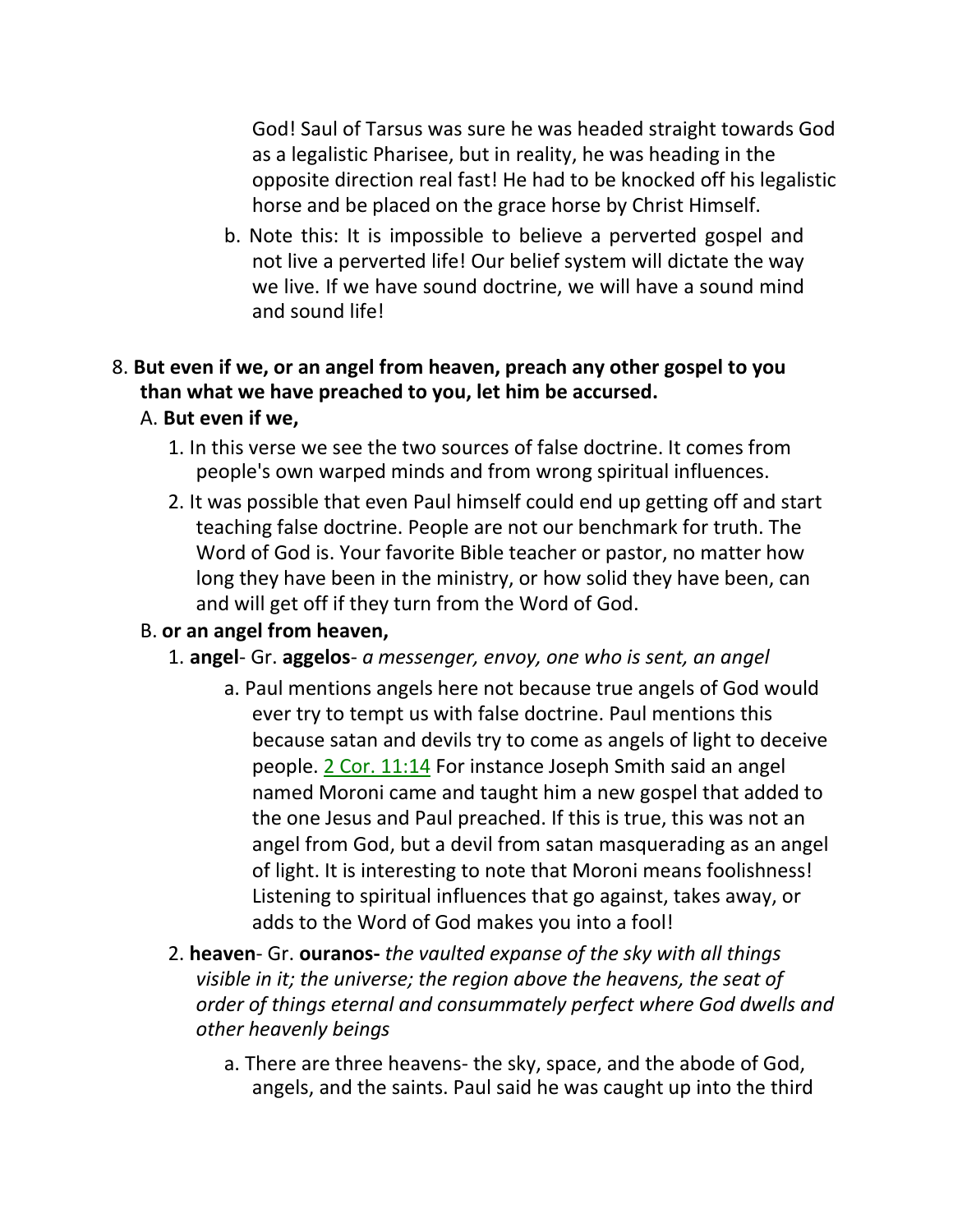God! Saul of Tarsus was sure he was headed straight towards God as a legalistic Pharisee, but in reality, he was heading in the opposite direction real fast! He had to be knocked off his legalistic horse and be placed on the grace horse by Christ Himself.

b. Note this: It is impossible to believe a perverted gospel and not live a perverted life! Our belief system will dictate the way we live. If we have sound doctrine, we will have a sound mind and sound life!

8. **But even if we, or an angel from heaven, preach any other gospel to you than what we have preached to you, let him be accursed.**

A. **But even if we,**

1. In this verse we see the two sources of false doctrine. It comes from people's own warped minds and from wrong spiritual influences.
2. It was possible that even Paul himself could end up getting off and start teaching false doctrine. People are not our benchmark for truth. The Word of God is. Your favorite Bible teacher or pastor, no matter how long they have been in the ministry, or how solid they have been, can and will get off if they turn from the Word of God.

B. **or an angel from heaven,**

1. **angel**- Gr. **aggelos**- *a messenger, envoy, one who is sent, an angel*

a. Paul mentions angels here not because true angels of God would ever try to tempt us with false doctrine. Paul mentions this because satan and devils try to come as angels of light to deceive people. 2 Cor. 11:14 For instance Joseph Smith said an angel named Moroni came and taught him a new gospel that added to the one Jesus and Paul preached. If this is true, this was not an angel from God, but a devil from satan masquerading as an angel of light. It is interesting to note that Moroni means foolishness! Listening to spiritual influences that go against, takes away, or adds to the Word of God makes you into a fool!

2. **heaven**- Gr. **ouranos-** *the vaulted expanse of the sky with all things visible in it; the universe; the region above the heavens, the seat of order of things eternal and consummately perfect where God dwells and other heavenly beings*

a. There are three heavens- the sky, space, and the abode of God, angels, and the saints. Paul said he was caught up into the third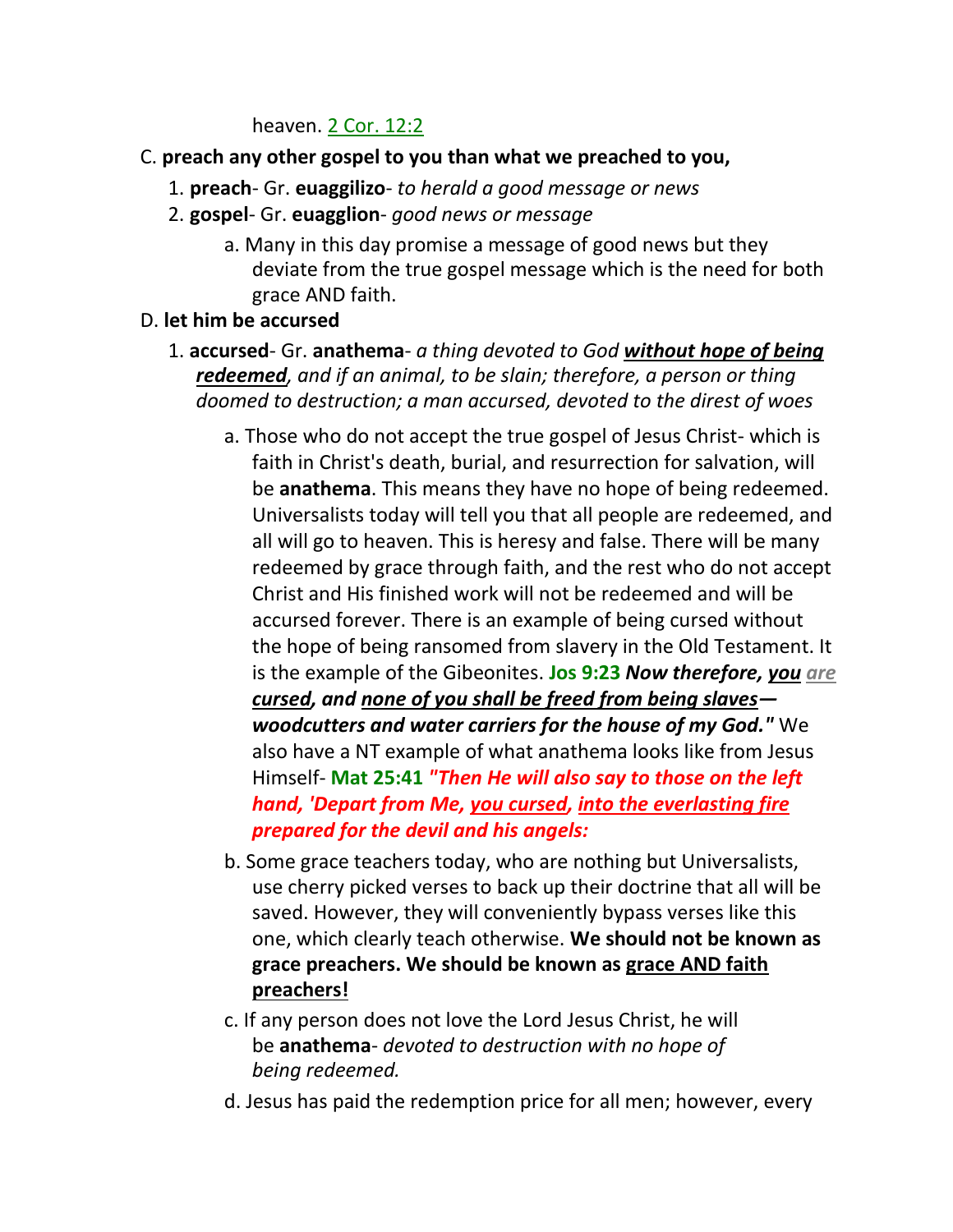heaven. 2 Cor. 12:2

C. **preach any other gospel to you than what we preached to you,**

1. **preach**- Gr. **euaggilizo**- *to herald a good message or news*
2. **gospel**- Gr. **euagglion**- *good news or message*
    a. Many in this day promise a message of good news but they deviate from the true gospel message which is the need for both grace AND faith.

D. **let him be accursed**

1. **accursed**- Gr. **anathema**- *a thing devoted to God **without hope of being redeemed**, and if an animal, to be slain; therefore, a person or thing doomed to destruction; a man accursed, devoted to the direst of woes*
    a. Those who do not accept the true gospel of Jesus Christ- which is faith in Christ's death, burial, and resurrection for salvation, will be **anathema**. This means they have no hope of being redeemed. Universalists today will tell you that all people are redeemed, and all will go to heaven. This is heresy and false. There will be many redeemed by grace through faith, and the rest who do not accept Christ and His finished work will not be redeemed and will be accursed forever. There is an example of being cursed without the hope of being ransomed from slavery in the Old Testament. It is the example of the Gibeonites. **Jos 9:23** ***Now therefore, you are cursed, and none of you shall be freed from being slaves—woodcutters and water carriers for the house of my God."*** We also have a NT example of what anathema looks like from Jesus Himself- **Mat 25:41** ***"Then He will also say to those on the left hand, 'Depart from Me, you cursed, into the everlasting fire prepared for the devil and his angels:***
    b. Some grace teachers today, who are nothing but Universalists, use cherry picked verses to back up their doctrine that all will be saved. However, they will conveniently bypass verses like this one, which clearly teach otherwise. **We should not be known as grace preachers. We should be known as grace AND faith preachers!**
    c. If any person does not love the Lord Jesus Christ, he will be **anathema**- *devoted to destruction with no hope of being redeemed.*
    d. Jesus has paid the redemption price for all men; however, every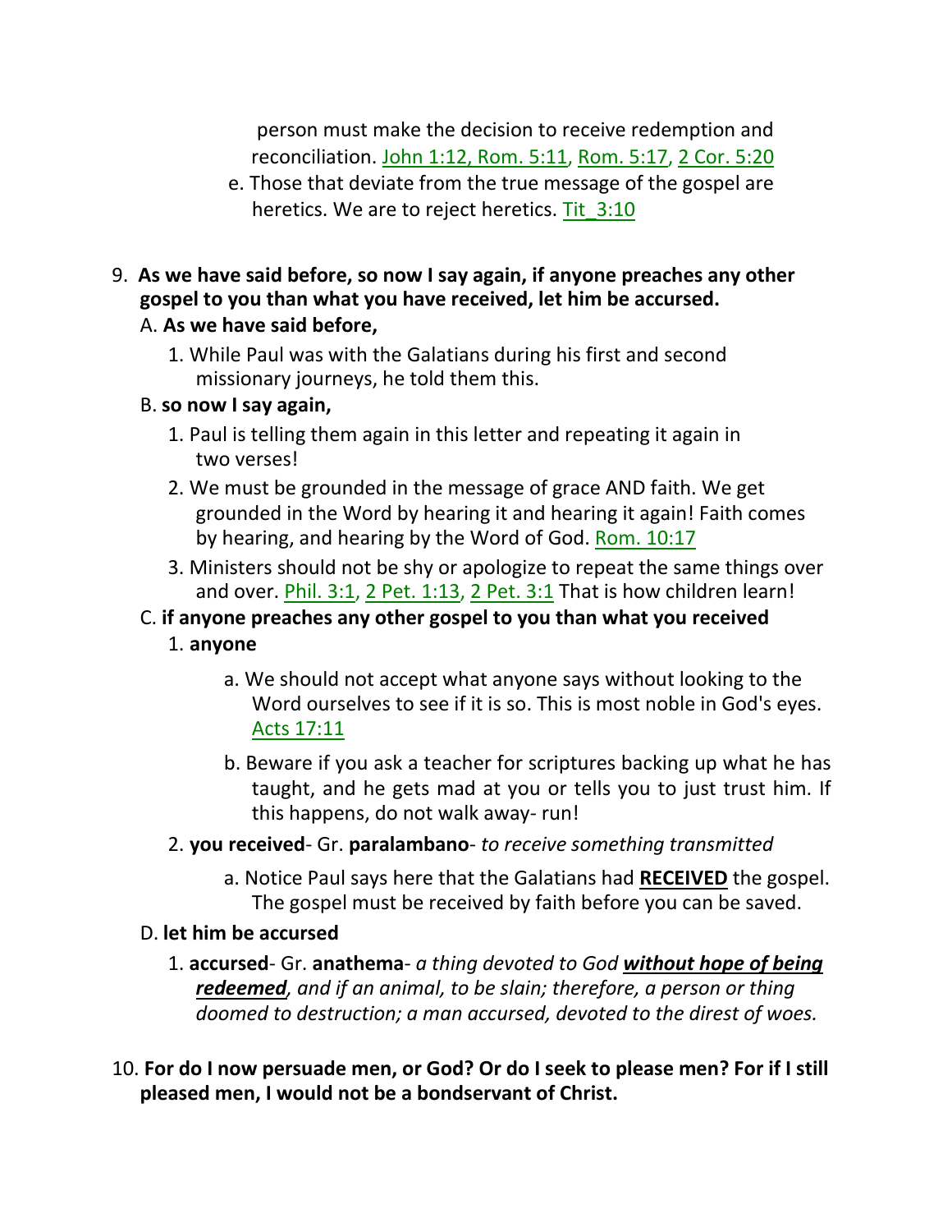person must make the decision to receive redemption and reconciliation. John 1:12, Rom. 5:11, Rom. 5:17, 2 Cor. 5:20

e. Those that deviate from the true message of the gospel are heretics. We are to reject heretics. Tit_3:10

9. **As we have said before, so now I say again, if anyone preaches any other gospel to you than what you have received, let him be accursed.**

   A. **As we have said before,**

      1. While Paul was with the Galatians during his first and second missionary journeys, he told them this.

   B. **so now I say again,**

      1. Paul is telling them again in this letter and repeating it again in two verses!
      2. We must be grounded in the message of grace AND faith. We get grounded in the Word by hearing it and hearing it again! Faith comes by hearing, and hearing by the Word of God. Rom. 10:17
      3. Ministers should not be shy or apologize to repeat the same things over and over. Phil. 3:1, 2 Pet. 1:13, 2 Pet. 3:1 That is how children learn!

   C. **if anyone preaches any other gospel to you than what you received**

      1. **anyone**

         a. We should not accept what anyone says without looking to the Word ourselves to see if it is so. This is most noble in God's eyes. Acts 17:11

         b. Beware if you ask a teacher for scriptures backing up what he has taught, and he gets mad at you or tells you to just trust him. If this happens, do not walk away- run!

      2. **you received**- Gr. **paralambano**- *to receive something transmitted*

         a. Notice Paul says here that the Galatians had **<u>RECEIVED</u>** the gospel. The gospel must be received by faith before you can be saved.

   D. **let him be accursed**

      1. **accursed**- Gr. **anathema**- *a thing devoted to God **<u>without hope of being redeemed</u>**, and if an animal, to be slain; therefore, a person or thing doomed to destruction; a man accursed, devoted to the direst of woes.*

10. **For do I now persuade men, or God? Or do I seek to please men? For if I still pleased men, I would not be a bondservant of Christ.**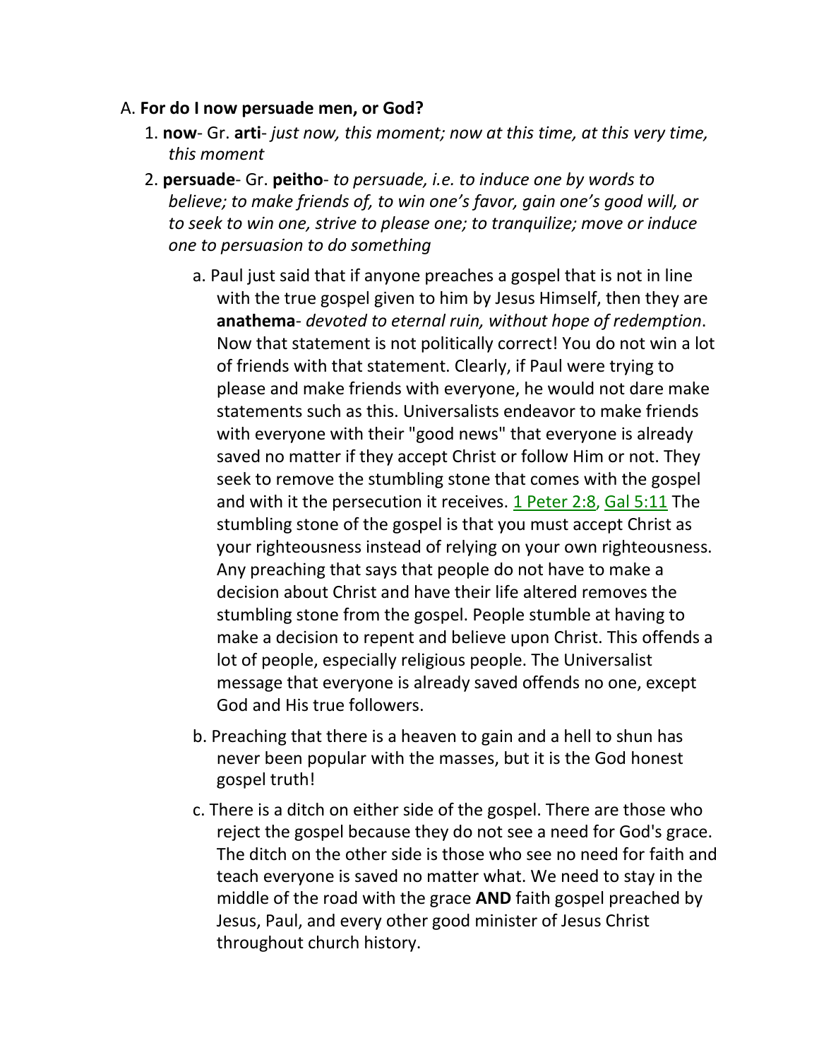A. **For do I now persuade men, or God?**

1. **now**- Gr. **arti**- *just now, this moment; now at this time, at this very time, this moment*
2. **persuade**- Gr. **peitho**- *to persuade, i.e. to induce one by words to believe; to make friends of, to win one's favor, gain one's good will, or to seek to win one, strive to please one; to tranquilize; move or induce one to persuasion to do something*

   a. Paul just said that if anyone preaches a gospel that is not in line with the true gospel given to him by Jesus Himself, then they are **anathema**- *devoted to eternal ruin, without hope of redemption*. Now that statement is not politically correct! You do not win a lot of friends with that statement. Clearly, if Paul were trying to please and make friends with everyone, he would not dare make statements such as this. Universalists endeavor to make friends with everyone with their "good news" that everyone is already saved no matter if they accept Christ or follow Him or not. They seek to remove the stumbling stone that comes with the gospel and with it the persecution it receives. 1 Peter 2:8, Gal 5:11 The stumbling stone of the gospel is that you must accept Christ as your righteousness instead of relying on your own righteousness. Any preaching that says that people do not have to make a decision about Christ and have their life altered removes the stumbling stone from the gospel. People stumble at having to make a decision to repent and believe upon Christ. This offends a lot of people, especially religious people. The Universalist message that everyone is already saved offends no one, except God and His true followers.

   b. Preaching that there is a heaven to gain and a hell to shun has never been popular with the masses, but it is the God honest gospel truth!

   c. There is a ditch on either side of the gospel. There are those who reject the gospel because they do not see a need for God's grace. The ditch on the other side is those who see no need for faith and teach everyone is saved no matter what. We need to stay in the middle of the road with the grace **AND** faith gospel preached by Jesus, Paul, and every other good minister of Jesus Christ throughout church history.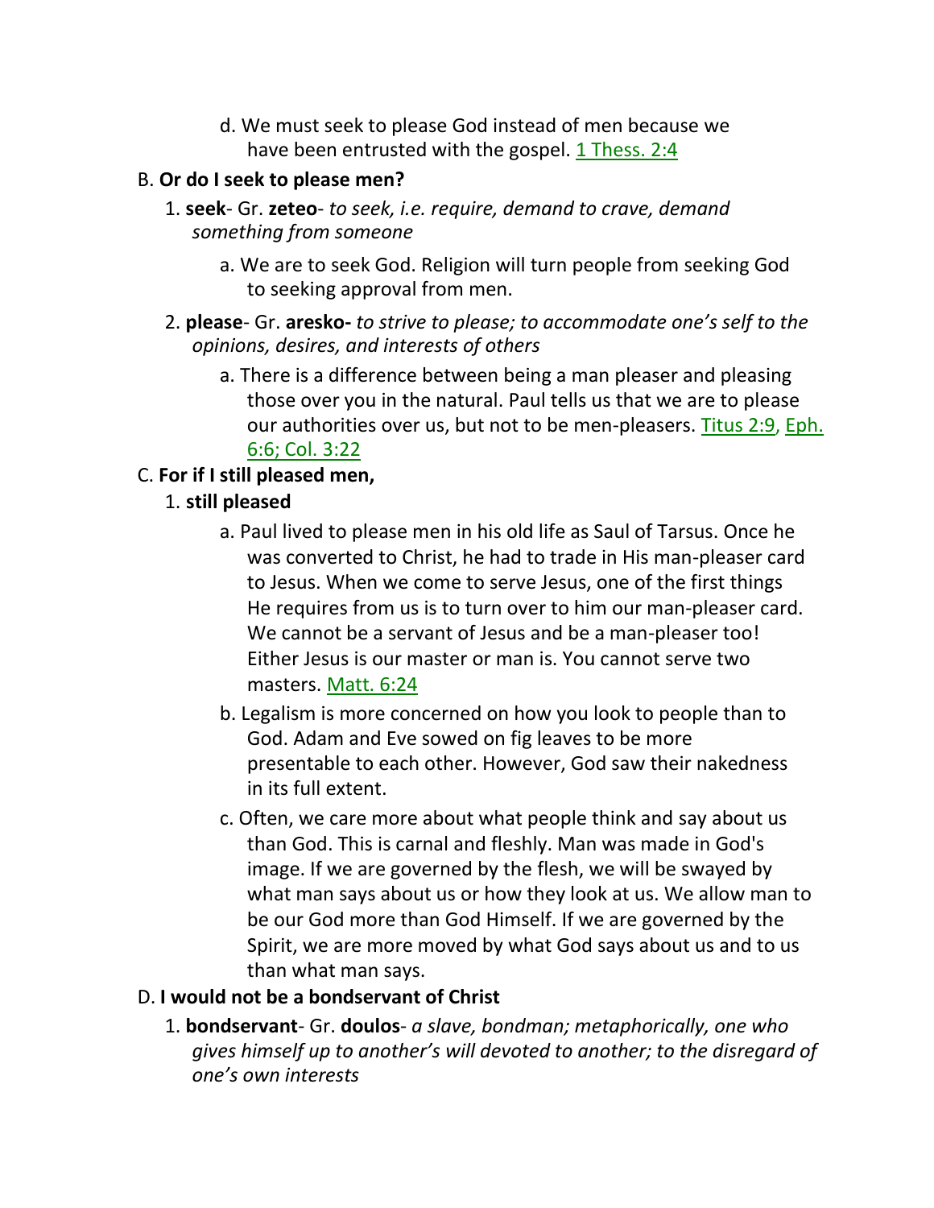d. We must seek to please God instead of men because we have been entrusted with the gospel. 1 Thess. 2:4

B. **Or do I seek to please men?**

   1. **seek**- Gr. **zeteo**- *to seek, i.e. require, demand to crave, demand something from someone*

      a. We are to seek God. Religion will turn people from seeking God to seeking approval from men.

   2. **please**- Gr. **aresko-** *to strive to please; to accommodate one's self to the opinions, desires, and interests of others*

      a. There is a difference between being a man pleaser and pleasing those over you in the natural. Paul tells us that we are to please our authorities over us, but not to be men-pleasers. Titus 2:9, Eph. 6:6; Col. 3:22

C. **For if I still pleased men,**

   1. **still pleased**

      a. Paul lived to please men in his old life as Saul of Tarsus. Once he was converted to Christ, he had to trade in His man-pleaser card to Jesus. When we come to serve Jesus, one of the first things He requires from us is to turn over to him our man-pleaser card. We cannot be a servant of Jesus and be a man-pleaser too! Either Jesus is our master or man is. You cannot serve two masters. Matt. 6:24

      b. Legalism is more concerned on how you look to people than to God. Adam and Eve sowed on fig leaves to be more presentable to each other. However, God saw their nakedness in its full extent.

      c. Often, we care more about what people think and say about us than God. This is carnal and fleshly. Man was made in God's image. If we are governed by the flesh, we will be swayed by what man says about us or how they look at us. We allow man to be our God more than God Himself. If we are governed by the Spirit, we are more moved by what God says about us and to us than what man says.

D. **I would not be a bondservant of Christ**

   1. **bondservant**- Gr. **doulos**- *a slave, bondman; metaphorically, one who gives himself up to another's will devoted to another; to the disregard of one's own interests*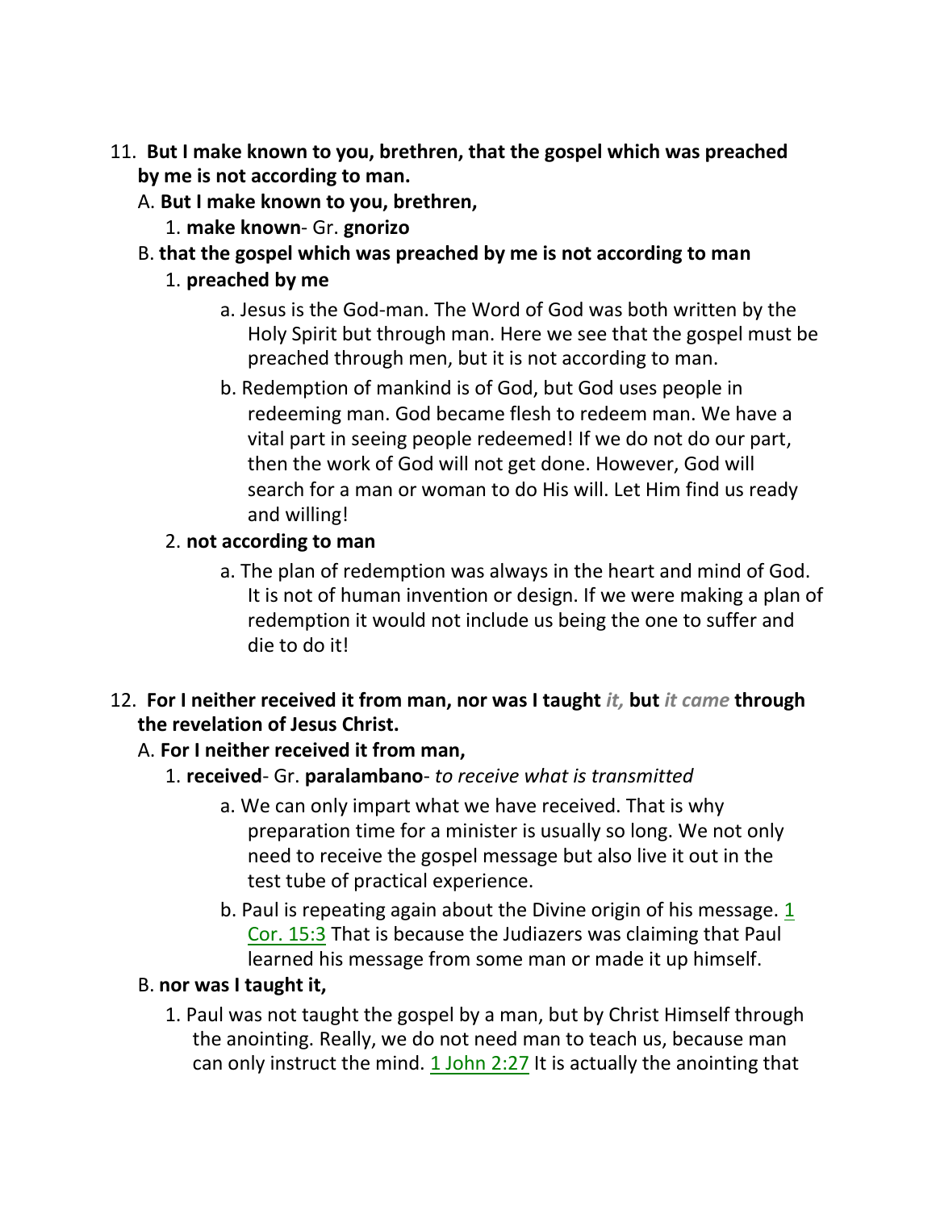11. **But I make known to you, brethren, that the gospel which was preached by me is not according to man.**

   A. **But I make known to you, brethren,**

      1. **make known**- Gr. **gnorizo**

   B. **that the gospel which was preached by me is not according to man**

      1. **preached by me**

         a. Jesus is the God-man. The Word of God was both written by the Holy Spirit but through man. Here we see that the gospel must be preached through men, but it is not according to man.

         b. Redemption of mankind is of God, but God uses people in redeeming man. God became flesh to redeem man. We have a vital part in seeing people redeemed! If we do not do our part, then the work of God will not get done. However, God will search for a man or woman to do His will. Let Him find us ready and willing!

      2. **not according to man**

         a. The plan of redemption was always in the heart and mind of God. It is not of human invention or design. If we were making a plan of redemption it would not include us being the one to suffer and die to do it!

12. **For I neither received it from man, nor was I taught** *it,* **but** *it came* **through the revelation of Jesus Christ.**

   A. **For I neither received it from man,**

      1. **received**- Gr. **paralambano**- *to receive what is transmitted*

         a. We can only impart what we have received. That is why preparation time for a minister is usually so long. We not only need to receive the gospel message but also live it out in the test tube of practical experience.

         b. Paul is repeating again about the Divine origin of his message. 1 Cor. 15:3 That is because the Judiazers was claiming that Paul learned his message from some man or made it up himself.

   B. **nor was I taught it,**

      1. Paul was not taught the gospel by a man, but by Christ Himself through the anointing. Really, we do not need man to teach us, because man can only instruct the mind. 1 John 2:27 It is actually the anointing that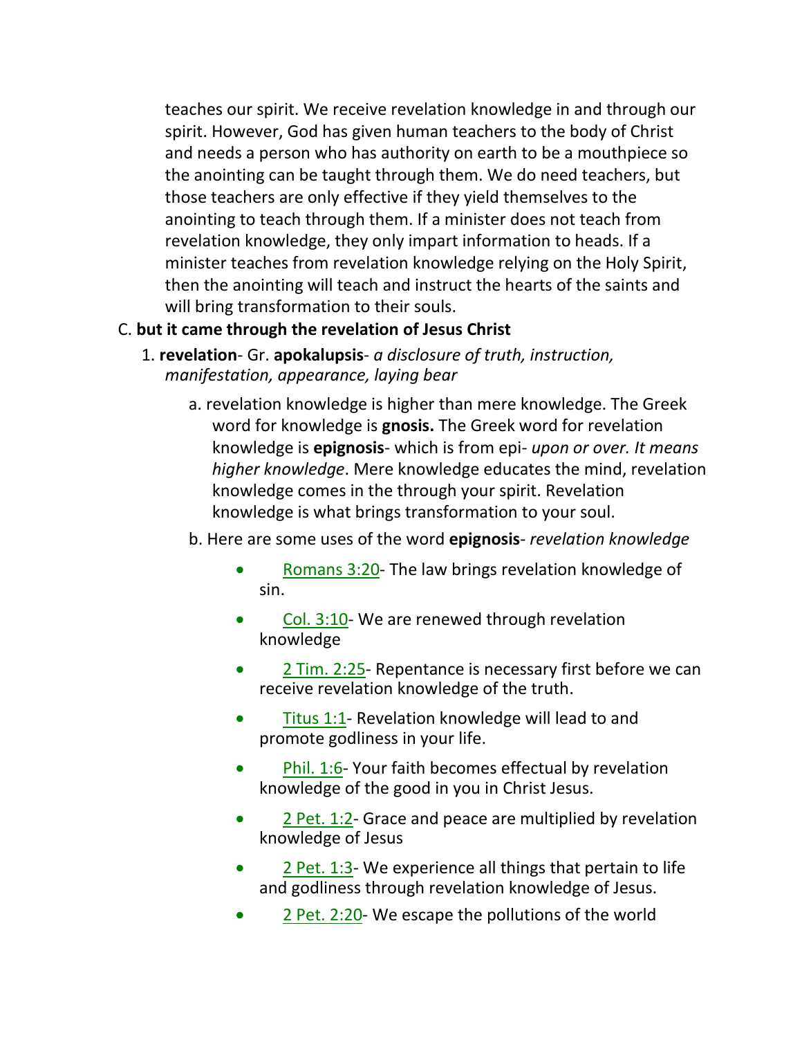teaches our spirit. We receive revelation knowledge in and through our spirit. However, God has given human teachers to the body of Christ and needs a person who has authority on earth to be a mouthpiece so the anointing can be taught through them. We do need teachers, but those teachers are only effective if they yield themselves to the anointing to teach through them. If a minister does not teach from revelation knowledge, they only impart information to heads. If a minister teaches from revelation knowledge relying on the Holy Spirit, then the anointing will teach and instruct the hearts of the saints and will bring transformation to their souls.

C. **but it came through the revelation of Jesus Christ**

1. **revelation**- Gr. **apokalupsis**- *a disclosure of truth, instruction, manifestation, appearance, laying bear*

    a. revelation knowledge is higher than mere knowledge. The Greek word for knowledge is **gnosis.** The Greek word for revelation knowledge is **epignosis**- which is from epi- *upon or over. It means higher knowledge*. Mere knowledge educates the mind, revelation knowledge comes in the through your spirit. Revelation knowledge is what brings transformation to your soul.

    b. Here are some uses of the word **epignosis**- *revelation knowledge*

    - Romans 3:20- The law brings revelation knowledge of sin.
    - Col. 3:10- We are renewed through revelation knowledge
    - 2 Tim. 2:25- Repentance is necessary first before we can receive revelation knowledge of the truth.
    - Titus 1:1- Revelation knowledge will lead to and promote godliness in your life.
    - Phil. 1:6- Your faith becomes effectual by revelation knowledge of the good in you in Christ Jesus.
    - 2 Pet. 1:2- Grace and peace are multiplied by revelation knowledge of Jesus
    - 2 Pet. 1:3- We experience all things that pertain to life and godliness through revelation knowledge of Jesus.
    - 2 Pet. 2:20- We escape the pollutions of the world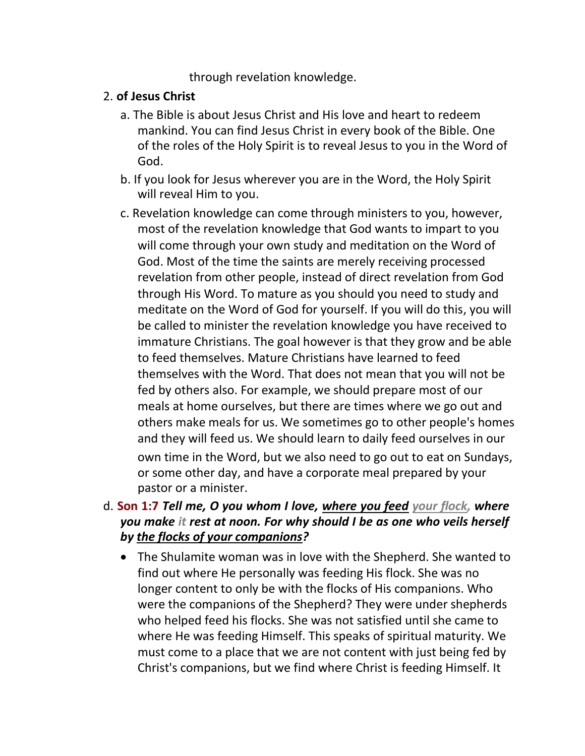through revelation knowledge.

2. **of Jesus Christ**
   a. The Bible is about Jesus Christ and His love and heart to redeem mankind. You can find Jesus Christ in every book of the Bible. One of the roles of the Holy Spirit is to reveal Jesus to you in the Word of God.
   b. If you look for Jesus wherever you are in the Word, the Holy Spirit will reveal Him to you.
   c. Revelation knowledge can come through ministers to you, however, most of the revelation knowledge that God wants to impart to you will come through your own study and meditation on the Word of God. Most of the time the saints are merely receiving processed revelation from other people, instead of direct revelation from God through His Word. To mature as you should you need to study and meditate on the Word of God for yourself. If you will do this, you will be called to minister the revelation knowledge you have received to immature Christians. The goal however is that they grow and be able to feed themselves. Mature Christians have learned to feed themselves with the Word. That does not mean that you will not be fed by others also. For example, we should prepare most of our meals at home ourselves, but there are times where we go out and others make meals for us. We sometimes go to other people's homes and they will feed us. We should learn to daily feed ourselves in our own time in the Word, but we also need to go out to eat on Sundays, or some other day, and have a corporate meal prepared by your pastor or a minister.

d. **Son 1:7** ***Tell me, O you whom I love, where you feed your flock, where you make it rest at noon. For why should I be as one who veils herself by the flocks of your companions?***

- The Shulamite woman was in love with the Shepherd. She wanted to find out where He personally was feeding His flock. She was no longer content to only be with the flocks of His companions. Who were the companions of the Shepherd? They were under shepherds who helped feed his flocks. She was not satisfied until she came to where He was feeding Himself. This speaks of spiritual maturity. We must come to a place that we are not content with just being fed by Christ's companions, but we find where Christ is feeding Himself. It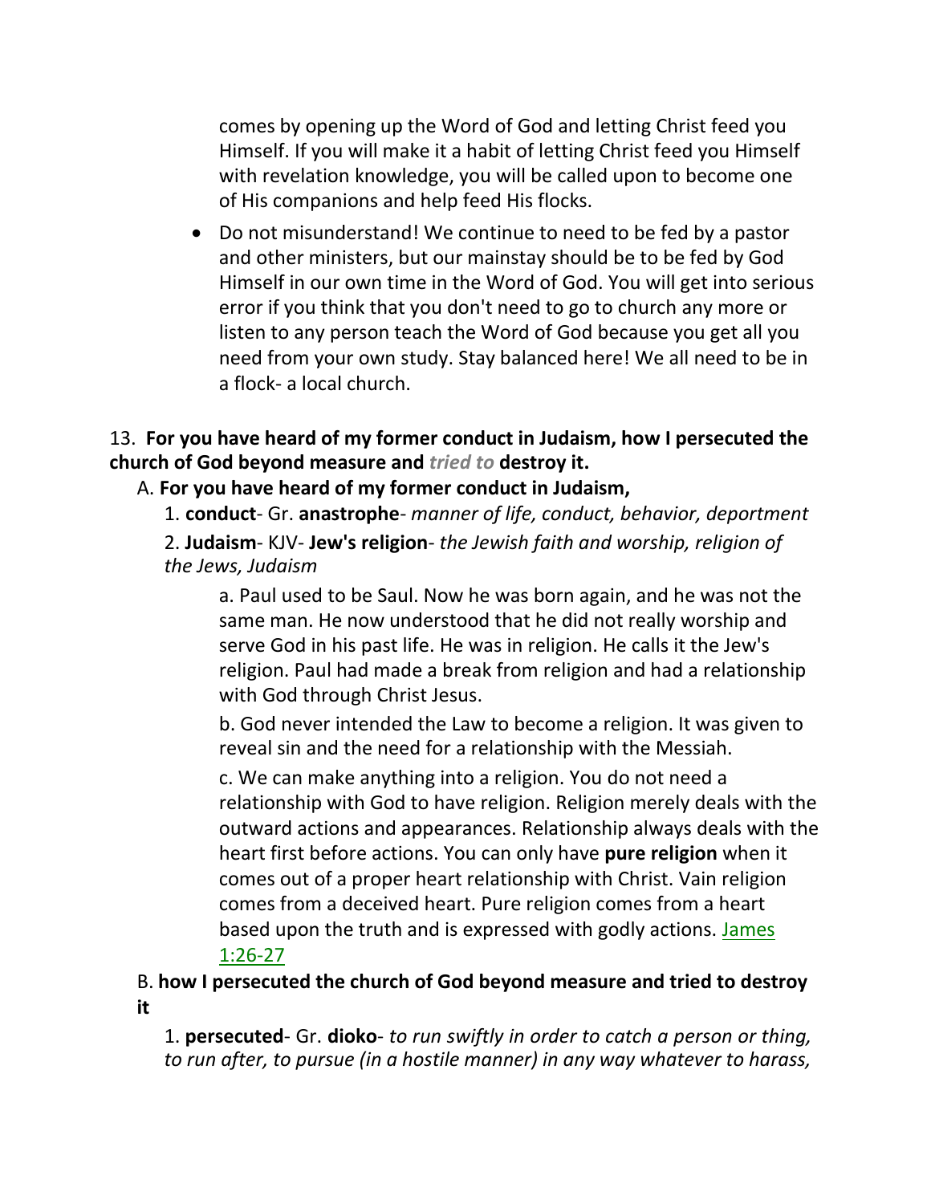comes by opening up the Word of God and letting Christ feed you Himself. If you will make it a habit of letting Christ feed you Himself with revelation knowledge, you will be called upon to become one of His companions and help feed His flocks.

- Do not misunderstand! We continue to need to be fed by a pastor and other ministers, but our mainstay should be to be fed by God Himself in our own time in the Word of God. You will get into serious error if you think that you don't need to go to church any more or listen to any person teach the Word of God because you get all you need from your own study. Stay balanced here! We all need to be in a flock- a local church.

13. **For you have heard of my former conduct in Judaism, how I persecuted the church of God beyond measure and *tried to* destroy it.**

A. **For you have heard of my former conduct in Judaism,**

1. **conduct**- Gr. **anastrophe**- *manner of life, conduct, behavior, deportment*

2. **Judaism**- KJV- **Jew's religion**- *the Jewish faith and worship, religion of the Jews, Judaism*

a. Paul used to be Saul. Now he was born again, and he was not the same man. He now understood that he did not really worship and serve God in his past life. He was in religion. He calls it the Jew's religion. Paul had made a break from religion and had a relationship with God through Christ Jesus.

b. God never intended the Law to become a religion. It was given to reveal sin and the need for a relationship with the Messiah.

c. We can make anything into a religion. You do not need a relationship with God to have religion. Religion merely deals with the outward actions and appearances. Relationship always deals with the heart first before actions. You can only have **pure religion** when it comes out of a proper heart relationship with Christ. Vain religion comes from a deceived heart. Pure religion comes from a heart based upon the truth and is expressed with godly actions. James 1:26-27

B. **how I persecuted the church of God beyond measure and tried to destroy it**

1. **persecuted**- Gr. **dioko**- *to run swiftly in order to catch a person or thing, to run after, to pursue (in a hostile manner) in any way whatever to harass,*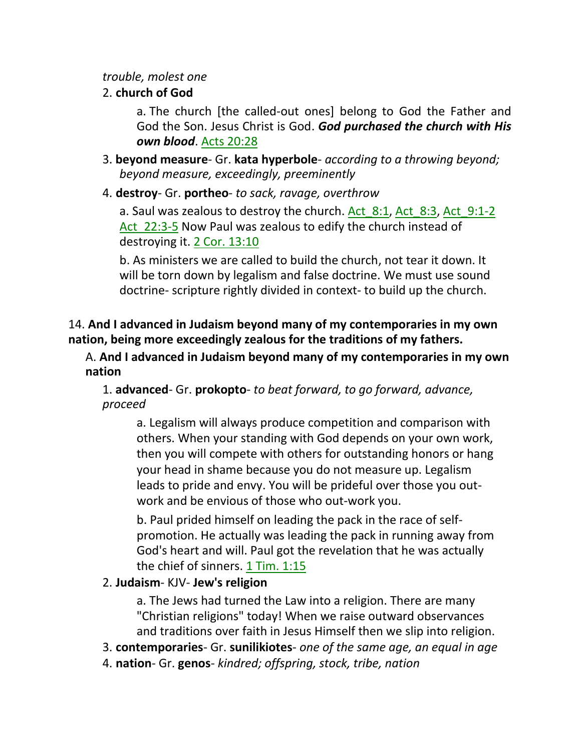*trouble, molest one*

2. **church of God**

   a. The church [the called-out ones] belong to God the Father and God the Son. Jesus Christ is God. ***God purchased the church with His own blood***. Acts 20:28

3. **beyond measure**- Gr. **kata hyperbole**- *according to a throwing beyond; beyond measure, exceedingly, preeminently*

4. **destroy**- Gr. **portheo**- *to sack, ravage, overthrow*

   a. Saul was zealous to destroy the church. Act_8:1, Act_8:3, Act_9:1-2 Act_22:3-5 Now Paul was zealous to edify the church instead of destroying it. 2 Cor. 13:10

   b. As ministers we are called to build the church, not tear it down. It will be torn down by legalism and false doctrine. We must use sound doctrine- scripture rightly divided in context- to build up the church.

14. **And I advanced in Judaism beyond many of my contemporaries in my own nation, being more exceedingly zealous for the traditions of my fathers.**

A. **And I advanced in Judaism beyond many of my contemporaries in my own nation**

1. **advanced**- Gr. **prokopto**- *to beat forward, to go forward, advance, proceed*

   a. Legalism will always produce competition and comparison with others. When your standing with God depends on your own work, then you will compete with others for outstanding honors or hang your head in shame because you do not measure up. Legalism leads to pride and envy. You will be prideful over those you out-work and be envious of those who out-work you.

   b. Paul prided himself on leading the pack in the race of self-promotion. He actually was leading the pack in running away from God's heart and will. Paul got the revelation that he was actually the chief of sinners. 1 Tim. 1:15

2. **Judaism**- KJV- **Jew's religion**

   a. The Jews had turned the Law into a religion. There are many "Christian religions" today! When we raise outward observances and traditions over faith in Jesus Himself then we slip into religion.

3. **contemporaries**- Gr. **sunilikiotes**- *one of the same age, an equal in age*

4. **nation**- Gr. **genos**- *kindred; offspring, stock, tribe, nation*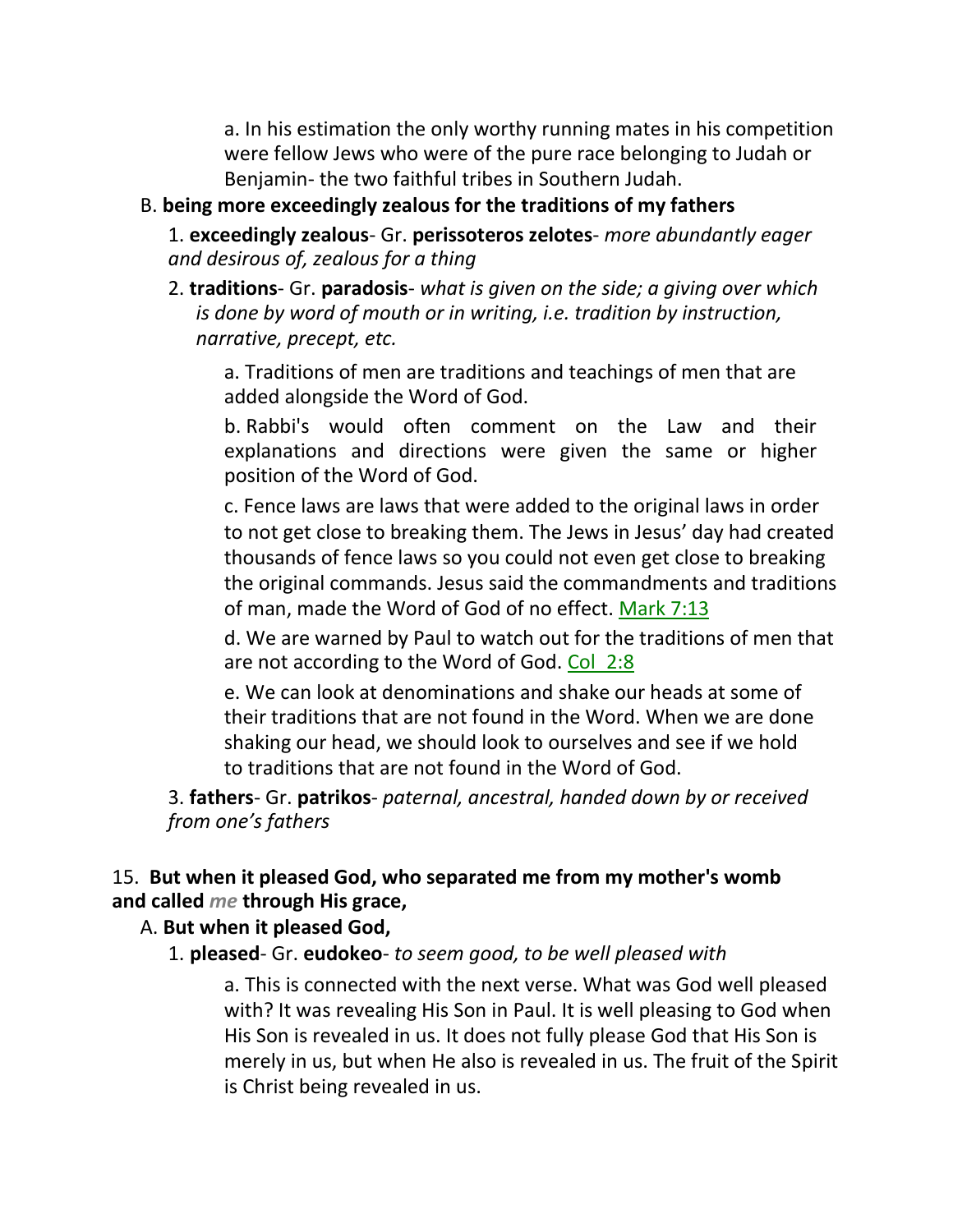a. In his estimation the only worthy running mates in his competition were fellow Jews who were of the pure race belonging to Judah or Benjamin- the two faithful tribes in Southern Judah.

B. **being more exceedingly zealous for the traditions of my fathers**

1. **exceedingly zealous**- Gr. **perissoteros zelotes**- *more abundantly eager and desirous of, zealous for a thing*

2. **traditions**- Gr. **paradosis**- *what is given on the side; a giving over which is done by word of mouth or in writing, i.e. tradition by instruction, narrative, precept, etc.*

a. Traditions of men are traditions and teachings of men that are added alongside the Word of God.

b. Rabbi's would often comment on the Law and their explanations and directions were given the same or higher position of the Word of God.

c. Fence laws are laws that were added to the original laws in order to not get close to breaking them. The Jews in Jesus' day had created thousands of fence laws so you could not even get close to breaking the original commands. Jesus said the commandments and traditions of man, made the Word of God of no effect. Mark 7:13

d. We are warned by Paul to watch out for the traditions of men that are not according to the Word of God. Col 2:8

e. We can look at denominations and shake our heads at some of their traditions that are not found in the Word. When we are done shaking our head, we should look to ourselves and see if we hold to traditions that are not found in the Word of God.

3. **fathers**- Gr. **patrikos**- *paternal, ancestral, handed down by or received from one's fathers*

15. **But when it pleased God, who separated me from my mother's womb and called *me* through His grace,**

A. **But when it pleased God,**

1. **pleased**- Gr. **eudokeo**- *to seem good, to be well pleased with*

a. This is connected with the next verse. What was God well pleased with? It was revealing His Son in Paul. It is well pleasing to God when His Son is revealed in us. It does not fully please God that His Son is merely in us, but when He also is revealed in us. The fruit of the Spirit is Christ being revealed in us.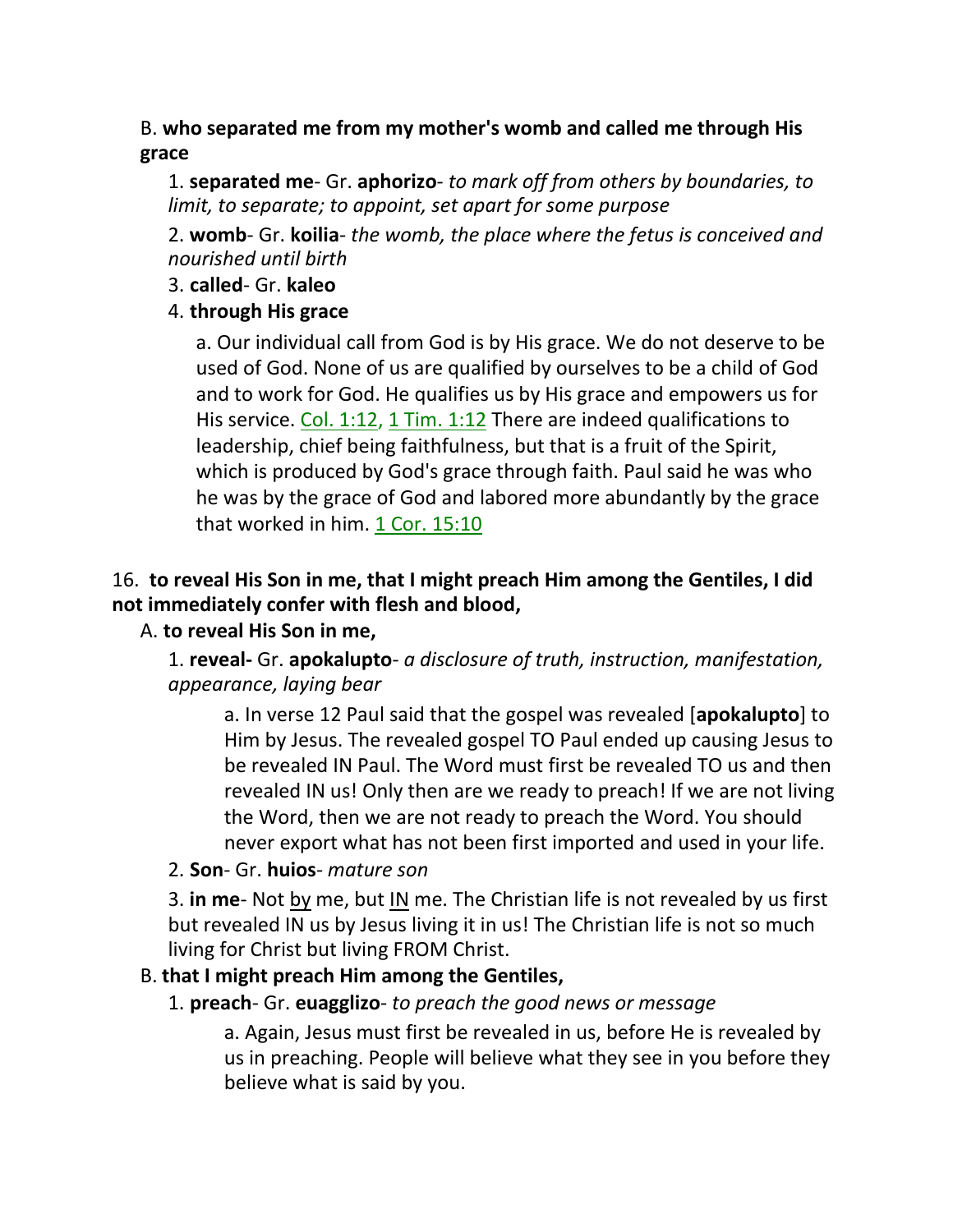B. **who separated me from my mother's womb and called me through His grace**

1. **separated me**- Gr. **aphorizo**- *to mark off from others by boundaries, to limit, to separate; to appoint, set apart for some purpose*

2. **womb**- Gr. **koilia**- *the womb, the place where the fetus is conceived and nourished until birth*

3. **called**- Gr. **kaleo**

4. **through His grace**

a. Our individual call from God is by His grace. We do not deserve to be used of God. None of us are qualified by ourselves to be a child of God and to work for God. He qualifies us by His grace and empowers us for His service. Col. 1:12, 1 Tim. 1:12 There are indeed qualifications to leadership, chief being faithfulness, but that is a fruit of the Spirit, which is produced by God's grace through faith. Paul said he was who he was by the grace of God and labored more abundantly by the grace that worked in him. 1 Cor. 15:10

16. **to reveal His Son in me, that I might preach Him among the Gentiles, I did not immediately confer with flesh and blood,**

A. **to reveal His Son in me,**

1. **reveal-** Gr. **apokalupto**- *a disclosure of truth, instruction, manifestation, appearance, laying bear*

a. In verse 12 Paul said that the gospel was revealed [**apokalupto**] to Him by Jesus. The revealed gospel TO Paul ended up causing Jesus to be revealed IN Paul. The Word must first be revealed TO us and then revealed IN us! Only then are we ready to preach! If we are not living the Word, then we are not ready to preach the Word. You should never export what has not been first imported and used in your life.

2. **Son**- Gr. **huios**- *mature son*

3. **in me**- Not by me, but IN me. The Christian life is not revealed by us first but revealed IN us by Jesus living it in us! The Christian life is not so much living for Christ but living FROM Christ.

B. **that I might preach Him among the Gentiles,**

1. **preach**- Gr. **euagglizo**- *to preach the good news or message*

a. Again, Jesus must first be revealed in us, before He is revealed by us in preaching. People will believe what they see in you before they believe what is said by you.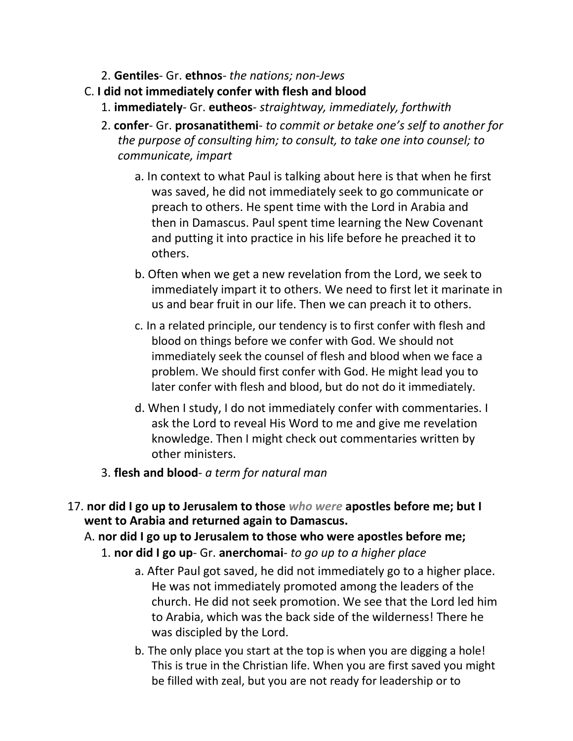2. **Gentiles**- Gr. **ethnos**- *the nations; non-Jews*

C. **I did not immediately confer with flesh and blood**

1. **immediately**- Gr. **eutheos**- *straightway, immediately, forthwith*
2. **confer**- Gr. **prosanatithemi**- *to commit or betake one's self to another for the purpose of consulting him; to consult, to take one into counsel; to communicate, impart*

   a. In context to what Paul is talking about here is that when he first was saved, he did not immediately seek to go communicate or preach to others. He spent time with the Lord in Arabia and then in Damascus. Paul spent time learning the New Covenant and putting it into practice in his life before he preached it to others.

   b. Often when we get a new revelation from the Lord, we seek to immediately impart it to others. We need to first let it marinate in us and bear fruit in our life. Then we can preach it to others.

   c. In a related principle, our tendency is to first confer with flesh and blood on things before we confer with God. We should not immediately seek the counsel of flesh and blood when we face a problem. We should first confer with God. He might lead you to later confer with flesh and blood, but do not do it immediately.

   d. When I study, I do not immediately confer with commentaries. I ask the Lord to reveal His Word to me and give me revelation knowledge. Then I might check out commentaries written by other ministers.

3. **flesh and blood**- *a term for natural man*

17. **nor did I go up to Jerusalem to those** ***who were*** **apostles before me; but I went to Arabia and returned again to Damascus.**

A. **nor did I go up to Jerusalem to those who were apostles before me;**

1. **nor did I go up**- Gr. **anerchomai**- *to go up to a higher place*

   a. After Paul got saved, he did not immediately go to a higher place. He was not immediately promoted among the leaders of the church. He did not seek promotion. We see that the Lord led him to Arabia, which was the back side of the wilderness! There he was discipled by the Lord.

   b. The only place you start at the top is when you are digging a hole! This is true in the Christian life. When you are first saved you might be filled with zeal, but you are not ready for leadership or to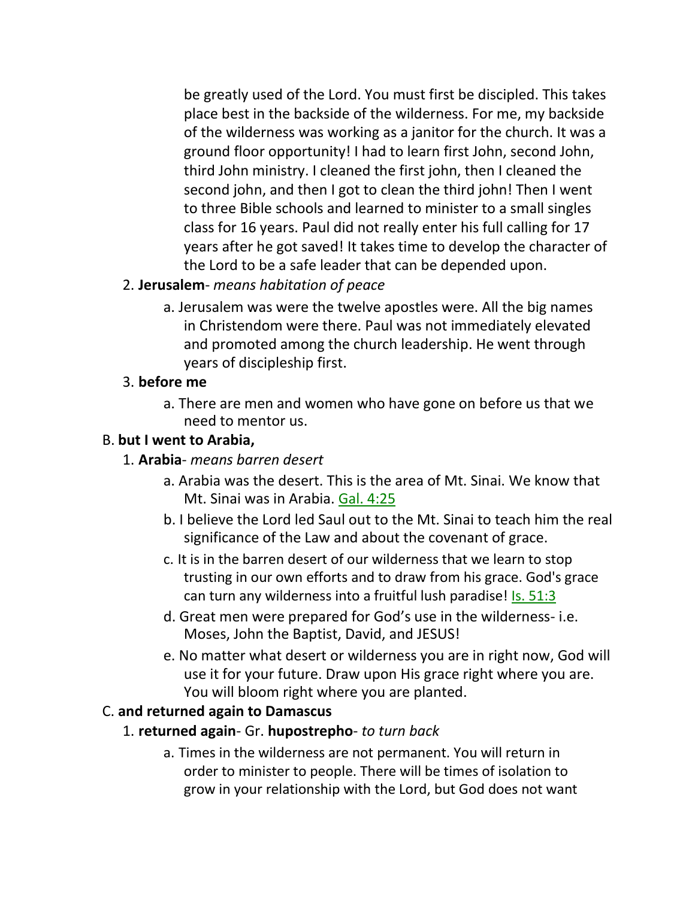be greatly used of the Lord. You must first be discipled. This takes place best in the backside of the wilderness. For me, my backside of the wilderness was working as a janitor for the church. It was a ground floor opportunity! I had to learn first John, second John, third John ministry. I cleaned the first john, then I cleaned the second john, and then I got to clean the third john! Then I went to three Bible schools and learned to minister to a small singles class for 16 years. Paul did not really enter his full calling for 17 years after he got saved! It takes time to develop the character of the Lord to be a safe leader that can be depended upon.

2. **Jerusalem**- *means habitation of peace*
   a. Jerusalem was were the twelve apostles were. All the big names in Christendom were there. Paul was not immediately elevated and promoted among the church leadership. He went through years of discipleship first.

3. **before me**
   a. There are men and women who have gone on before us that we need to mentor us.

B. **but I went to Arabia,**

1. **Arabia**- *means barren desert*
   a. Arabia was the desert. This is the area of Mt. Sinai. We know that Mt. Sinai was in Arabia. Gal. 4:25
   b. I believe the Lord led Saul out to the Mt. Sinai to teach him the real significance of the Law and about the covenant of grace.
   c. It is in the barren desert of our wilderness that we learn to stop trusting in our own efforts and to draw from his grace. God's grace can turn any wilderness into a fruitful lush paradise! Is. 51:3
   d. Great men were prepared for God's use in the wilderness- i.e. Moses, John the Baptist, David, and JESUS!
   e. No matter what desert or wilderness you are in right now, God will use it for your future. Draw upon His grace right where you are. You will bloom right where you are planted.

C. **and returned again to Damascus**

1. **returned again**- Gr. **hupostrepho**- *to turn back*
   a. Times in the wilderness are not permanent. You will return in order to minister to people. There will be times of isolation to grow in your relationship with the Lord, but God does not want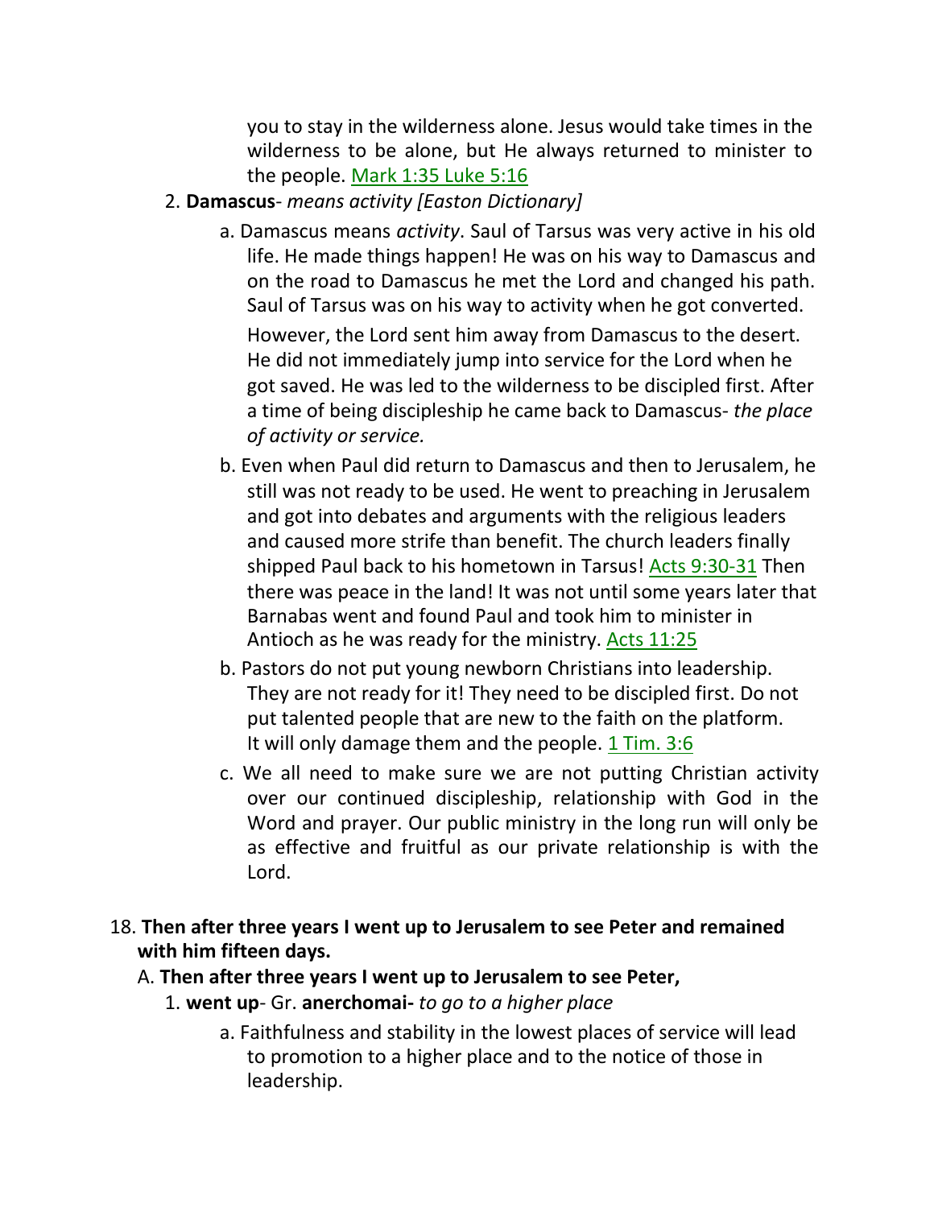you to stay in the wilderness alone. Jesus would take times in the wilderness to be alone, but He always returned to minister to the people. Mark 1:35 Luke 5:16

2. **Damascus**- *means activity [Easton Dictionary]*

   a. Damascus means *activity*. Saul of Tarsus was very active in his old life. He made things happen! He was on his way to Damascus and on the road to Damascus he met the Lord and changed his path. Saul of Tarsus was on his way to activity when he got converted. However, the Lord sent him away from Damascus to the desert. He did not immediately jump into service for the Lord when he got saved. He was led to the wilderness to be discipled first. After a time of being discipleship he came back to Damascus- *the place of activity or service.*

   b. Even when Paul did return to Damascus and then to Jerusalem, he still was not ready to be used. He went to preaching in Jerusalem and got into debates and arguments with the religious leaders and caused more strife than benefit. The church leaders finally shipped Paul back to his hometown in Tarsus! Acts 9:30-31 Then there was peace in the land! It was not until some years later that Barnabas went and found Paul and took him to minister in Antioch as he was ready for the ministry. Acts 11:25

   b. Pastors do not put young newborn Christians into leadership. They are not ready for it! They need to be discipled first. Do not put talented people that are new to the faith on the platform. It will only damage them and the people. 1 Tim. 3:6

   c. We all need to make sure we are not putting Christian activity over our continued discipleship, relationship with God in the Word and prayer. Our public ministry in the long run will only be as effective and fruitful as our private relationship is with the Lord.

18. **Then after three years I went up to Jerusalem to see Peter and remained with him fifteen days.**

   A. **Then after three years I went up to Jerusalem to see Peter,**

      1. **went up**- Gr. **anerchomai-** *to go to a higher place*

         a. Faithfulness and stability in the lowest places of service will lead to promotion to a higher place and to the notice of those in leadership.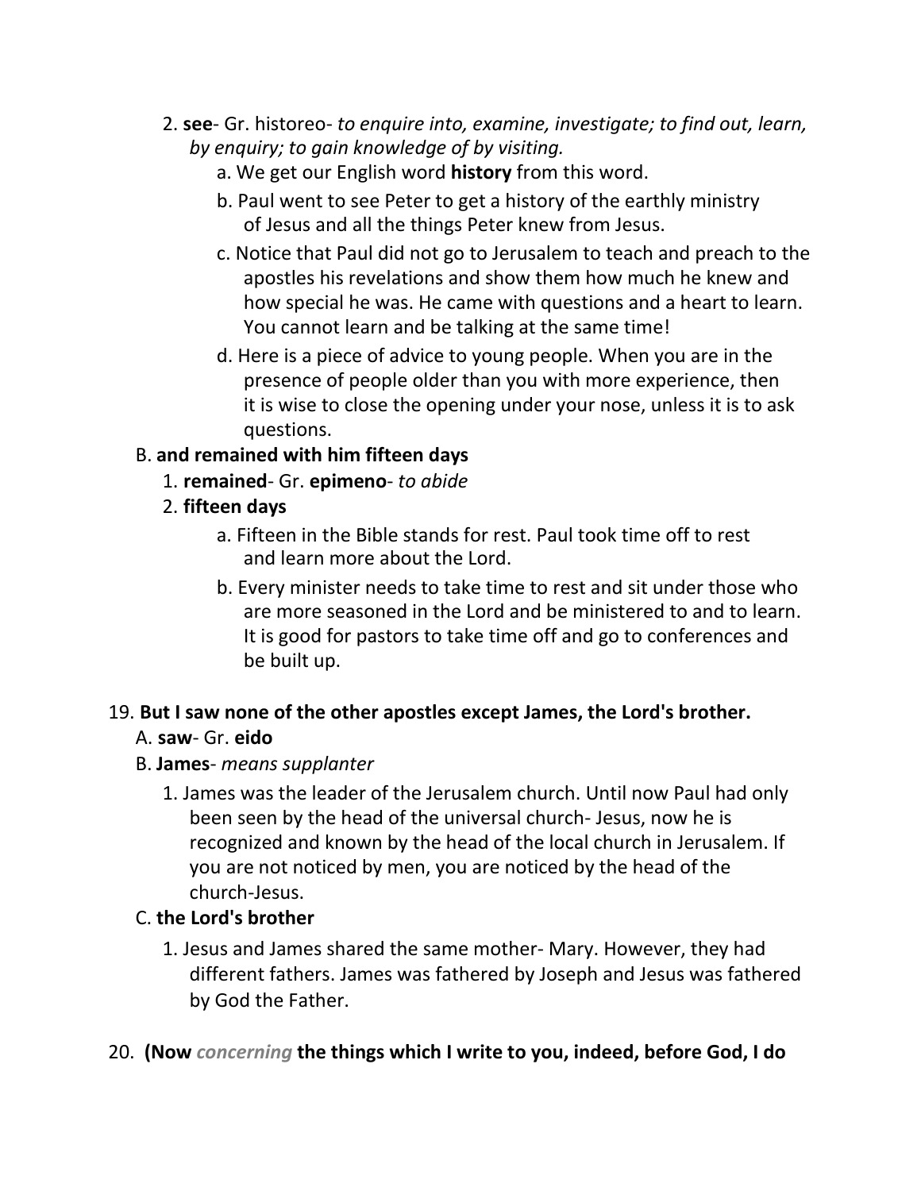2. **see**- Gr. historeo- *to enquire into, examine, investigate; to find out, learn, by enquiry; to gain knowledge of by visiting.*
    a. We get our English word **history** from this word.
    b. Paul went to see Peter to get a history of the earthly ministry of Jesus and all the things Peter knew from Jesus.
    c. Notice that Paul did not go to Jerusalem to teach and preach to the apostles his revelations and show them how much he knew and how special he was. He came with questions and a heart to learn. You cannot learn and be talking at the same time!
    d. Here is a piece of advice to young people. When you are in the presence of people older than you with more experience, then it is wise to close the opening under your nose, unless it is to ask questions.

B. **and remained with him fifteen days**

1. **remained**- Gr. **epimeno**- *to abide*
2. **fifteen days**
    a. Fifteen in the Bible stands for rest. Paul took time off to rest and learn more about the Lord.
    b. Every minister needs to take time to rest and sit under those who are more seasoned in the Lord and be ministered to and to learn. It is good for pastors to take time off and go to conferences and be built up.

19. **But I saw none of the other apostles except James, the Lord's brother.**

A. **saw**- Gr. **eido**

B. **James**- *means supplanter*

1. James was the leader of the Jerusalem church. Until now Paul had only been seen by the head of the universal church- Jesus, now he is recognized and known by the head of the local church in Jerusalem. If you are not noticed by men, you are noticed by the head of the church-Jesus.

C. **the Lord's brother**

1. Jesus and James shared the same mother- Mary. However, they had different fathers. James was fathered by Joseph and Jesus was fathered by God the Father.

20. **(Now *concerning* the things which I write to you, indeed, before God, I do**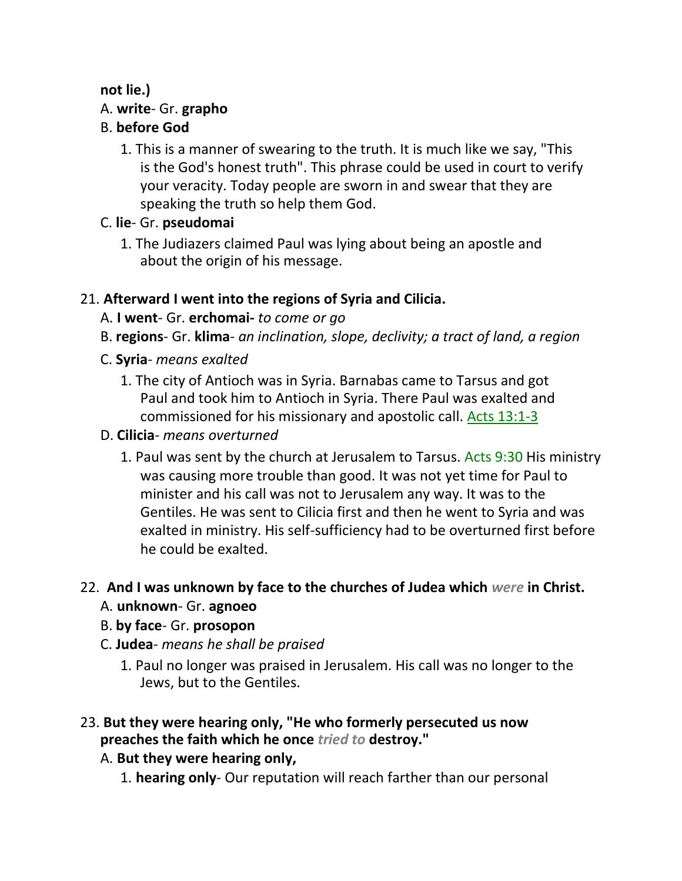**not lie.)**

A. **write**- Gr. **grapho**

B. **before God**

1. This is a manner of swearing to the truth. It is much like we say, "This is the God's honest truth". This phrase could be used in court to verify your veracity. Today people are sworn in and swear that they are speaking the truth so help them God.

C. **lie**- Gr. **pseudomai**

1. The Judiazers claimed Paul was lying about being an apostle and about the origin of his message.

21. **Afterward I went into the regions of Syria and Cilicia.**

A. **I went**- Gr. **erchomai-** *to come or go*

B. **regions**- Gr. **klima**- *an inclination, slope, declivity; a tract of land, a region*

C. **Syria**- *means exalted*

1. The city of Antioch was in Syria. Barnabas came to Tarsus and got Paul and took him to Antioch in Syria. There Paul was exalted and commissioned for his missionary and apostolic call. Acts 13:1-3

D. **Cilicia**- *means overturned*

1. Paul was sent by the church at Jerusalem to Tarsus. Acts 9:30 His ministry was causing more trouble than good. It was not yet time for Paul to minister and his call was not to Jerusalem any way. It was to the Gentiles. He was sent to Cilicia first and then he went to Syria and was exalted in ministry. His self-sufficiency had to be overturned first before he could be exalted.

22. **And I was unknown by face to the churches of Judea which *were* in Christ.**

A. **unknown**- Gr. **agnoeo**

B. **by face**- Gr. **prosopon**

C. **Judea**- *means he shall be praised*

1. Paul no longer was praised in Jerusalem. His call was no longer to the Jews, but to the Gentiles.

23. **But they were hearing only, "He who formerly persecuted us now preaches the faith which he once *tried to* destroy."**

A. **But they were hearing only,**

1. **hearing only**- Our reputation will reach farther than our personal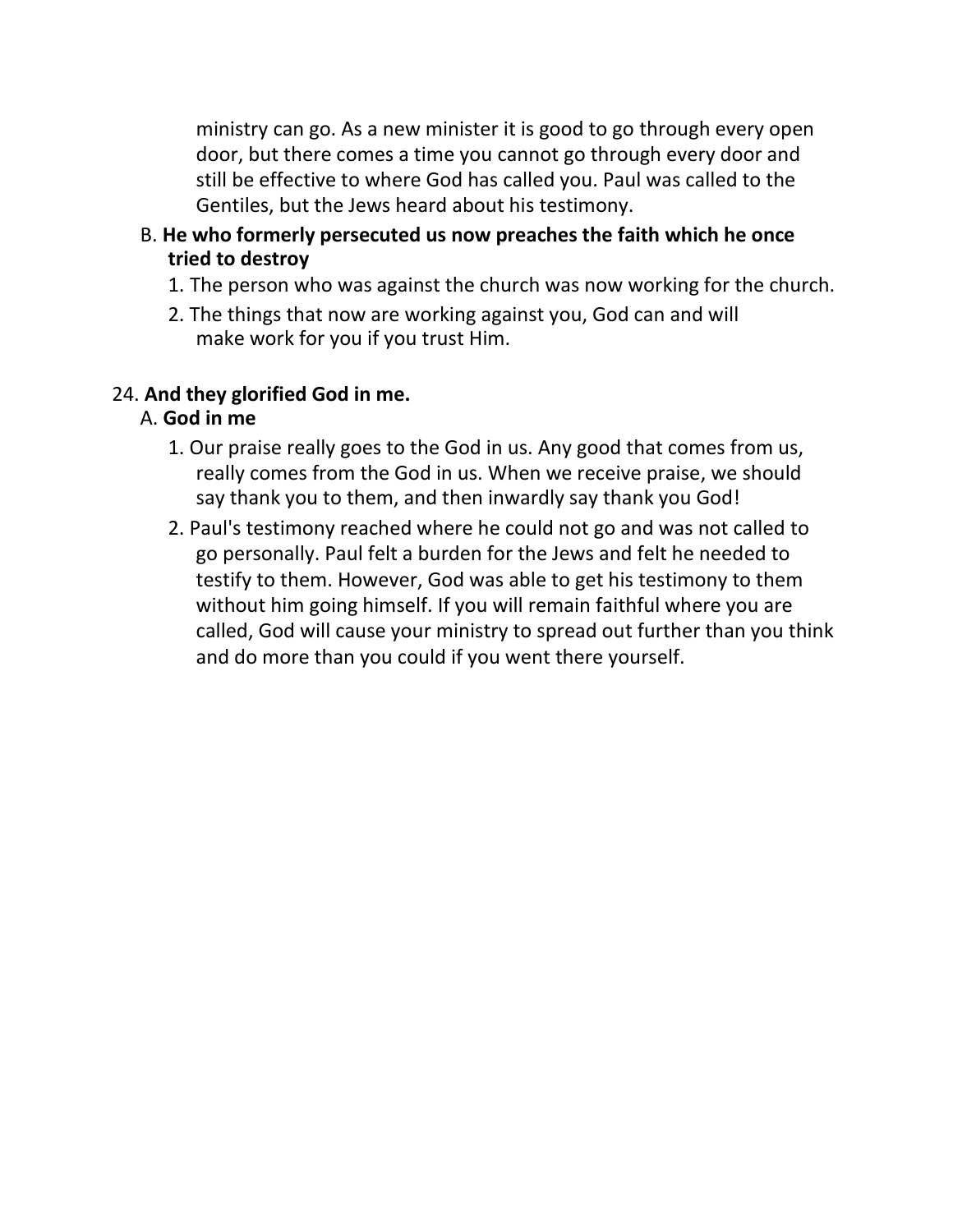ministry can go. As a new minister it is good to go through every open door, but there comes a time you cannot go through every door and still be effective to where God has called you. Paul was called to the Gentiles, but the Jews heard about his testimony.

B. **He who formerly persecuted us now preaches the faith which he once tried to destroy**

1. The person who was against the church was now working for the church.
2. The things that now are working against you, God can and will make work for you if you trust Him.

24. **And they glorified God in me.**

A. **God in me**

1. Our praise really goes to the God in us. Any good that comes from us, really comes from the God in us. When we receive praise, we should say thank you to them, and then inwardly say thank you God!
2. Paul's testimony reached where he could not go and was not called to go personally. Paul felt a burden for the Jews and felt he needed to testify to them. However, God was able to get his testimony to them without him going himself. If you will remain faithful where you are called, God will cause your ministry to spread out further than you think and do more than you could if you went there yourself.